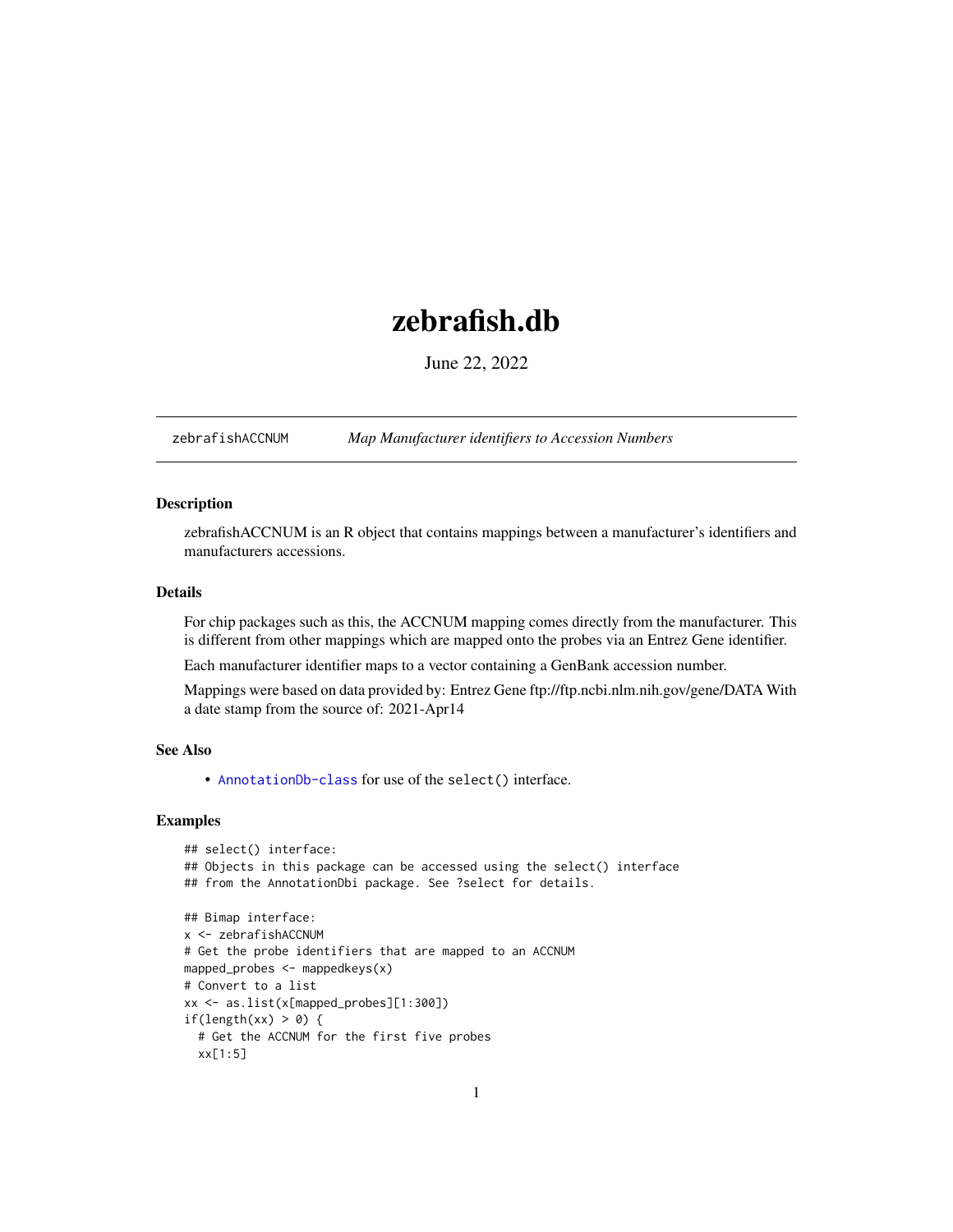# zebrafish.db

June 22, 2022

zebrafishACCNUM *Map Manufacturer identifiers to Accession Numbers*

## Description

zebrafishACCNUM is an R object that contains mappings between a manufacturer's identifiers and manufacturers accessions.

## Details

For chip packages such as this, the ACCNUM mapping comes directly from the manufacturer. This is different from other mappings which are mapped onto the probes via an Entrez Gene identifier.

Each manufacturer identifier maps to a vector containing a GenBank accession number.

Mappings were based on data provided by: Entrez Gene ftp://ftp.ncbi.nlm.nih.gov/gene/DATA With a date stamp from the source of: 2021-Apr14

## See Also

- AnnotationDb-class for use of the select() interface.

## Examples

```
## select() interface:
## Objects in this package can be accessed using the select() interface
## from the AnnotationDbi package. See ?select for details.

## Bimap interface:
x <- zebrafishACCNUM
# Get the probe identifiers that are mapped to an ACCNUM
mapped_probes <- mappedkeys(x)
# Convert to a list
xx <- as.list(x[mapped_probes][1:300])
if(length(xx) > 0) {
  # Get the ACCNUM for the first five probes
  xx[1:5]
```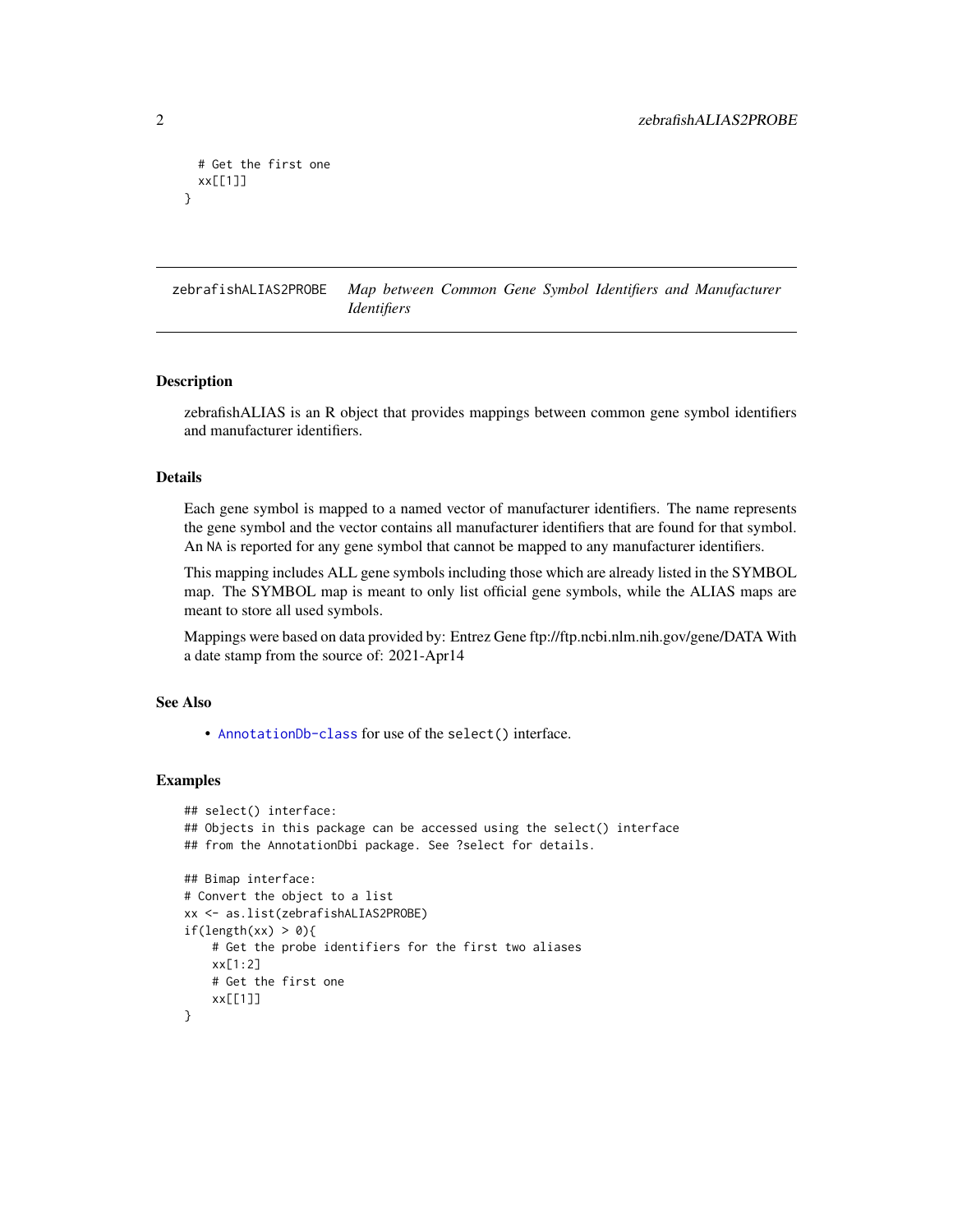```
  # Get the first one
  xx[[1]]
}
```

## zebrafishALIAS2PROBE — *Map between Common Gene Symbol Identifiers and Manufacturer Identifiers*

### Description

zebrafishALIAS is an R object that provides mappings between common gene symbol identifiers and manufacturer identifiers.

### Details

Each gene symbol is mapped to a named vector of manufacturer identifiers. The name represents the gene symbol and the vector contains all manufacturer identifiers that are found for that symbol. An NA is reported for any gene symbol that cannot be mapped to any manufacturer identifiers.

This mapping includes ALL gene symbols including those which are already listed in the SYMBOL map. The SYMBOL map is meant to only list official gene symbols, while the ALIAS maps are meant to store all used symbols.

Mappings were based on data provided by: Entrez Gene ftp://ftp.ncbi.nlm.nih.gov/gene/DATA With a date stamp from the source of: 2021-Apr14

### See Also

- AnnotationDb-class for use of the `select()` interface.

### Examples

```
## select() interface:
## Objects in this package can be accessed using the select() interface
## from the AnnotationDbi package. See ?select for details.

## Bimap interface:
# Convert the object to a list
xx <- as.list(zebrafishALIAS2PROBE)
if(length(xx) > 0){
    # Get the probe identifiers for the first two aliases
    xx[1:2]
    # Get the first one
    xx[[1]]
}
```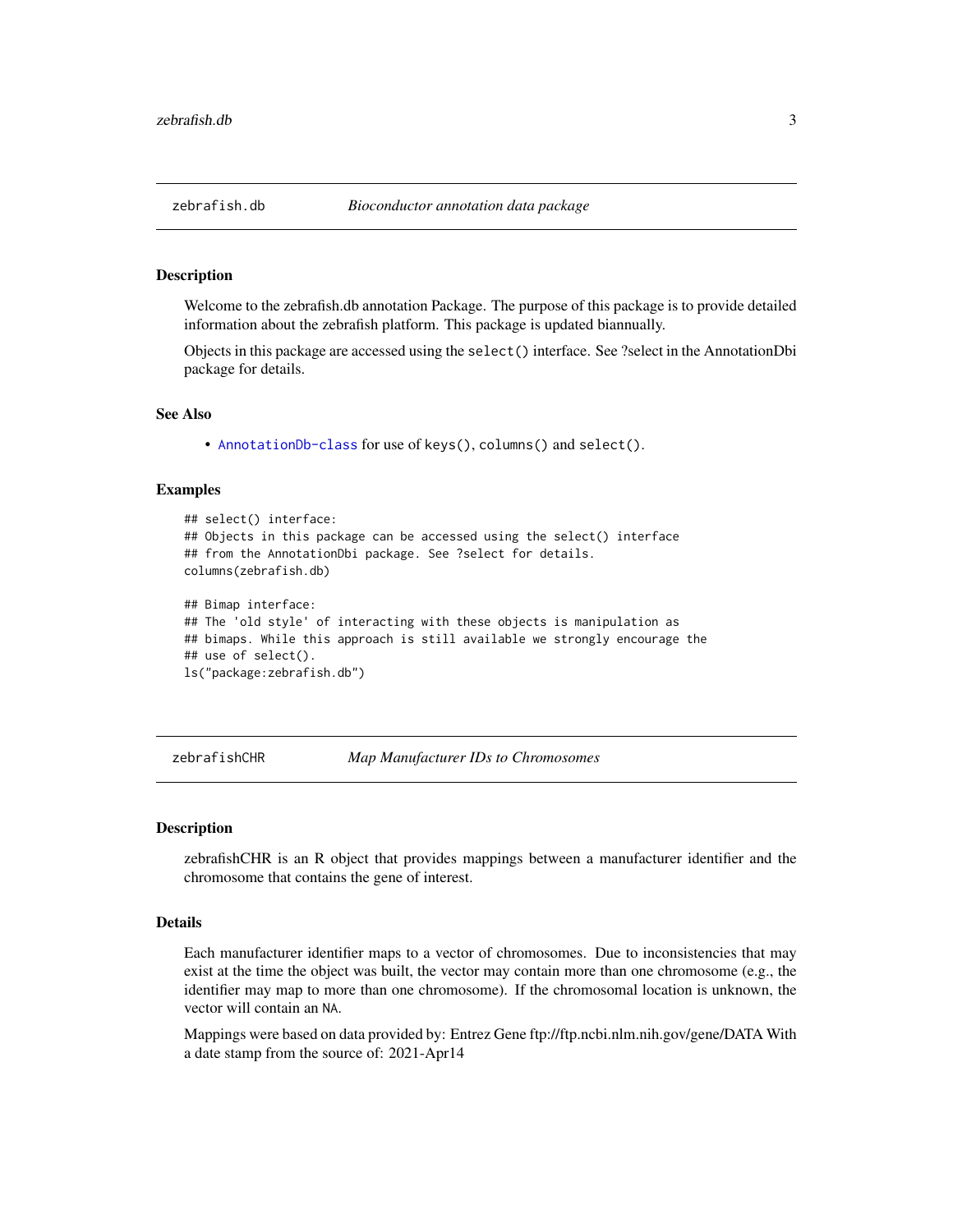## zebrafish.db *Bioconductor annotation data package*

### Description

Welcome to the zebrafish.db annotation Package. The purpose of this package is to provide detailed information about the zebrafish platform. This package is updated biannually.

Objects in this package are accessed using the `select()` interface. See ?select in the AnnotationDbi package for details.

### See Also

- `AnnotationDb-class` for use of `keys()`, `columns()` and `select()`.

### Examples

```
## select() interface:
## Objects in this package can be accessed using the select() interface
## from the AnnotationDbi package. See ?select for details.
columns(zebrafish.db)

## Bimap interface:
## The 'old style' of interacting with these objects is manipulation as
## bimaps. While this approach is still available we strongly encourage the
## use of select().
ls("package:zebrafish.db")
```

## zebrafishCHR *Map Manufacturer IDs to Chromosomes*

### Description

zebrafishCHR is an R object that provides mappings between a manufacturer identifier and the chromosome that contains the gene of interest.

### Details

Each manufacturer identifier maps to a vector of chromosomes. Due to inconsistencies that may exist at the time the object was built, the vector may contain more than one chromosome (e.g., the identifier may map to more than one chromosome). If the chromosomal location is unknown, the vector will contain an `NA`.

Mappings were based on data provided by: Entrez Gene ftp://ftp.ncbi.nlm.nih.gov/gene/DATA With a date stamp from the source of: 2021-Apr14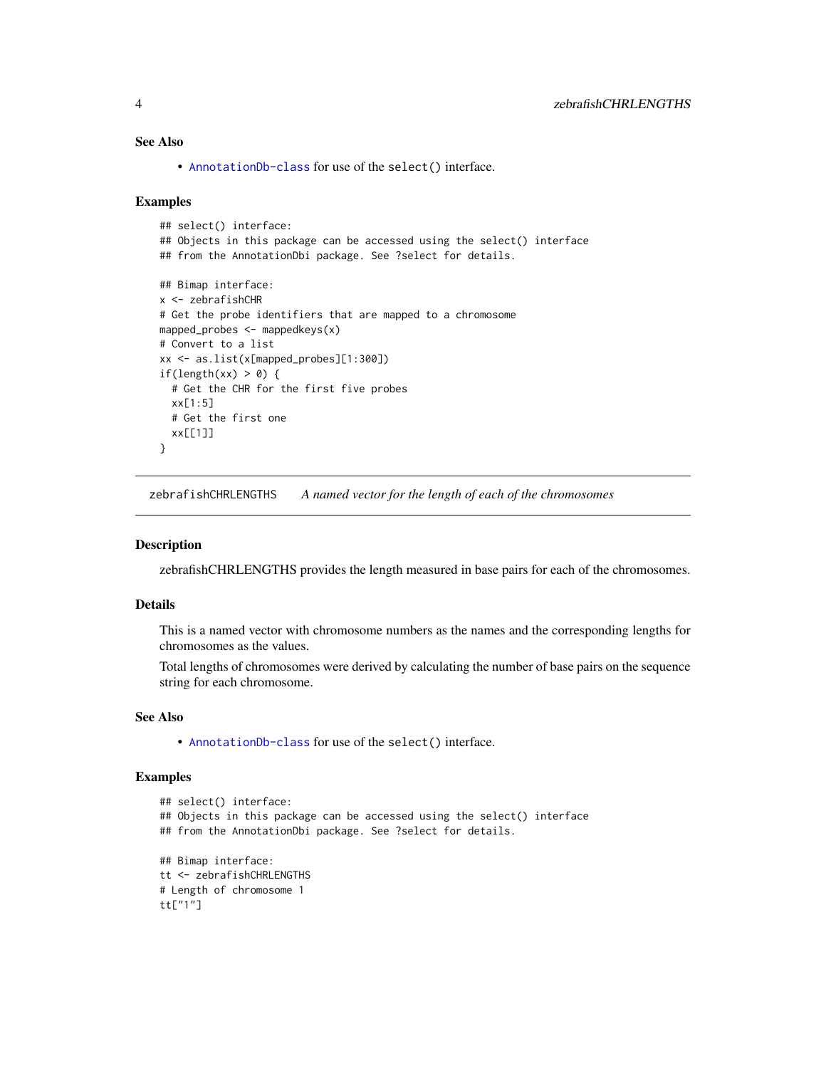### See Also

- AnnotationDb-class for use of the select() interface.

### Examples

```
## select() interface:
## Objects in this package can be accessed using the select() interface
## from the AnnotationDbi package. See ?select for details.

## Bimap interface:
x <- zebrafishCHR
# Get the probe identifiers that are mapped to a chromosome
mapped_probes <- mappedkeys(x)
# Convert to a list
xx <- as.list(x[mapped_probes][1:300])
if(length(xx) > 0) {
  # Get the CHR for the first five probes
  xx[1:5]
  # Get the first one
  xx[[1]]
}
```

---

## zebrafishCHRLENGTHS — *A named vector for the length of each of the chromosomes*

---

### Description

zebrafishCHRLENGTHS provides the length measured in base pairs for each of the chromosomes.

### Details

This is a named vector with chromosome numbers as the names and the corresponding lengths for chromosomes as the values.

Total lengths of chromosomes were derived by calculating the number of base pairs on the sequence string for each chromosome.

### See Also

- AnnotationDb-class for use of the select() interface.

### Examples

```
## select() interface:
## Objects in this package can be accessed using the select() interface
## from the AnnotationDbi package. See ?select for details.

## Bimap interface:
tt <- zebrafishCHRLENGTHS
# Length of chromosome 1
tt["1"]
```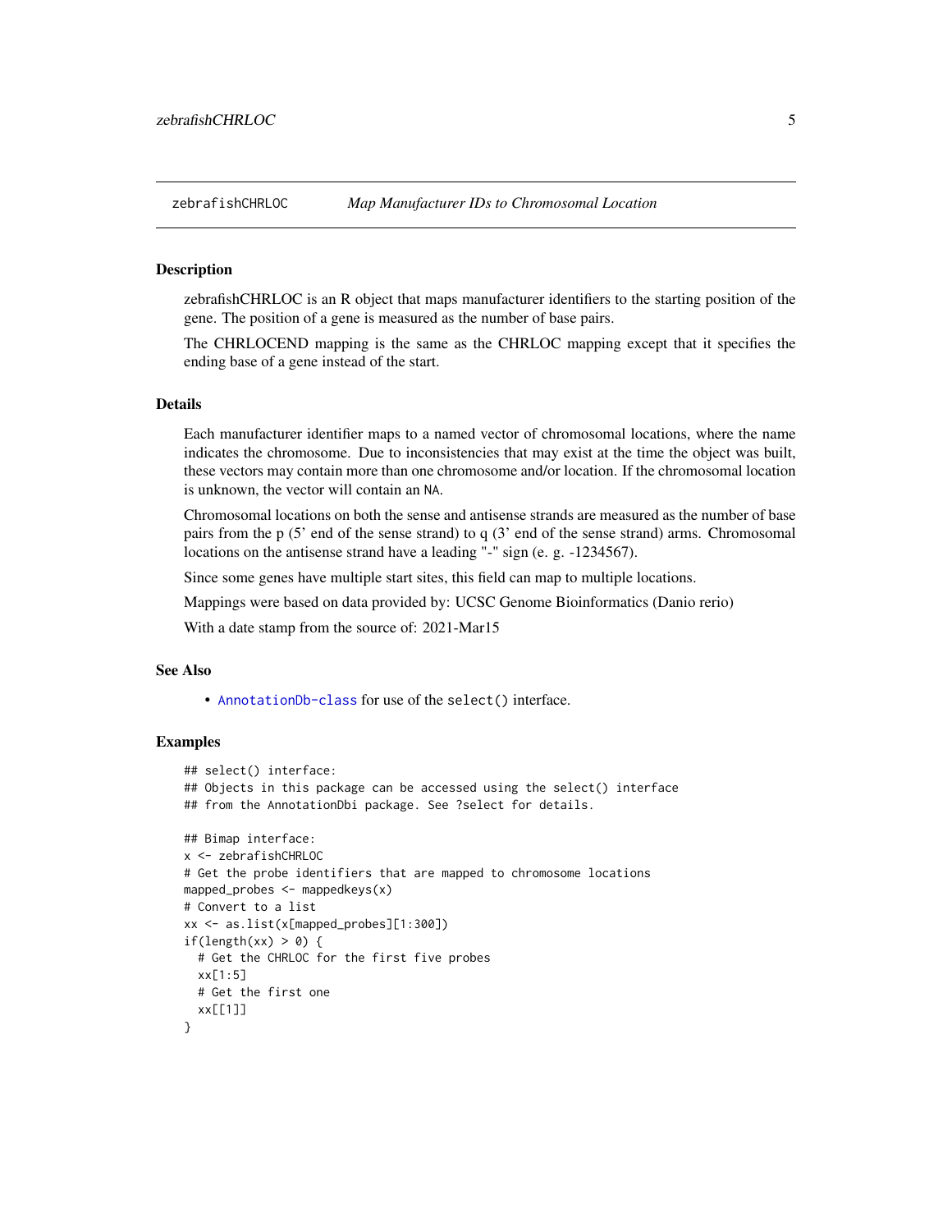## zebrafishCHRLOC — *Map Manufacturer IDs to Chromosomal Location*

### Description

zebrafishCHRLOC is an R object that maps manufacturer identifiers to the starting position of the gene. The position of a gene is measured as the number of base pairs.

The CHRLOCEND mapping is the same as the CHRLOC mapping except that it specifies the ending base of a gene instead of the start.

### Details

Each manufacturer identifier maps to a named vector of chromosomal locations, where the name indicates the chromosome. Due to inconsistencies that may exist at the time the object was built, these vectors may contain more than one chromosome and/or location. If the chromosomal location is unknown, the vector will contain an `NA`.

Chromosomal locations on both the sense and antisense strands are measured as the number of base pairs from the p (5' end of the sense strand) to q (3' end of the sense strand) arms. Chromosomal locations on the antisense strand have a leading "-" sign (e. g. -1234567).

Since some genes have multiple start sites, this field can map to multiple locations.

Mappings were based on data provided by: UCSC Genome Bioinformatics (Danio rerio)

With a date stamp from the source of: 2021-Mar15

### See Also

- `AnnotationDb-class` for use of the `select()` interface.

### Examples

```
## select() interface:
## Objects in this package can be accessed using the select() interface
## from the AnnotationDbi package. See ?select for details.

## Bimap interface:
x <- zebrafishCHRLOC
# Get the probe identifiers that are mapped to chromosome locations
mapped_probes <- mappedkeys(x)
# Convert to a list
xx <- as.list(x[mapped_probes][1:300])
if(length(xx) > 0) {
  # Get the CHRLOC for the first five probes
  xx[1:5]
  # Get the first one
  xx[[1]]
}
```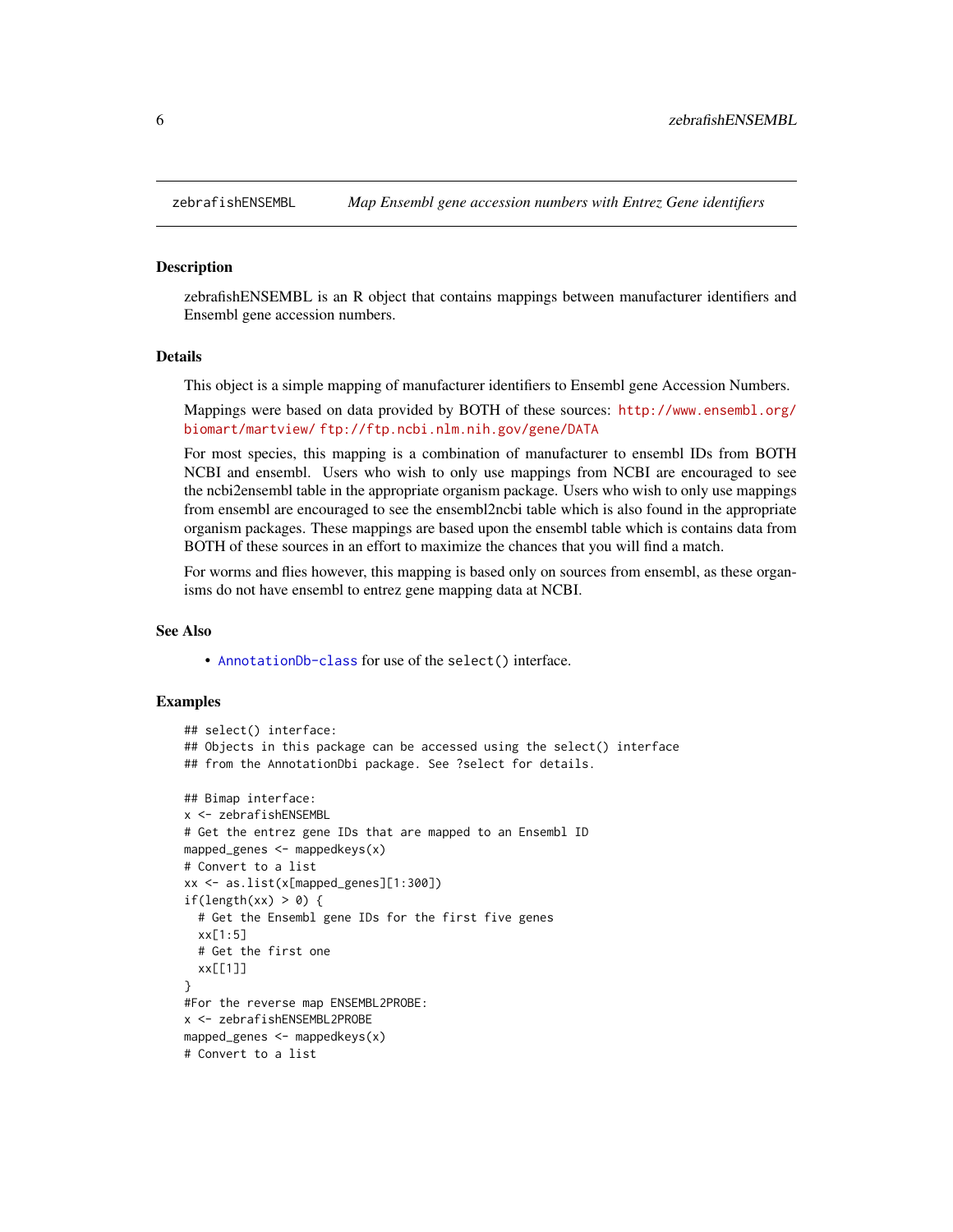zebrafishENSEMBL — *Map Ensembl gene accession numbers with Entrez Gene identifiers*

## Description

zebrafishENSEMBL is an R object that contains mappings between manufacturer identifiers and Ensembl gene accession numbers.

## Details

This object is a simple mapping of manufacturer identifiers to Ensembl gene Accession Numbers.

Mappings were based on data provided by BOTH of these sources: http://www.ensembl.org/biomart/martview/ ftp://ftp.ncbi.nlm.nih.gov/gene/DATA

For most species, this mapping is a combination of manufacturer to ensembl IDs from BOTH NCBI and ensembl. Users who wish to only use mappings from NCBI are encouraged to see the ncbi2ensembl table in the appropriate organism package. Users who wish to only use mappings from ensembl are encouraged to see the ensembl2ncbi table which is also found in the appropriate organism packages. These mappings are based upon the ensembl table which is contains data from BOTH of these sources in an effort to maximize the chances that you will find a match.

For worms and flies however, this mapping is based only on sources from ensembl, as these organisms do not have ensembl to entrez gene mapping data at NCBI.

## See Also

- AnnotationDb-class for use of the `select()` interface.

## Examples

```
## select() interface:
## Objects in this package can be accessed using the select() interface
## from the AnnotationDbi package. See ?select for details.

## Bimap interface:
x <- zebrafishENSEMBL
# Get the entrez gene IDs that are mapped to an Ensembl ID
mapped_genes <- mappedkeys(x)
# Convert to a list
xx <- as.list(x[mapped_genes][1:300])
if(length(xx) > 0) {
  # Get the Ensembl gene IDs for the first five genes
  xx[1:5]
  # Get the first one
  xx[[1]]
}
#For the reverse map ENSEMBL2PROBE:
x <- zebrafishENSEMBL2PROBE
mapped_genes <- mappedkeys(x)
# Convert to a list
```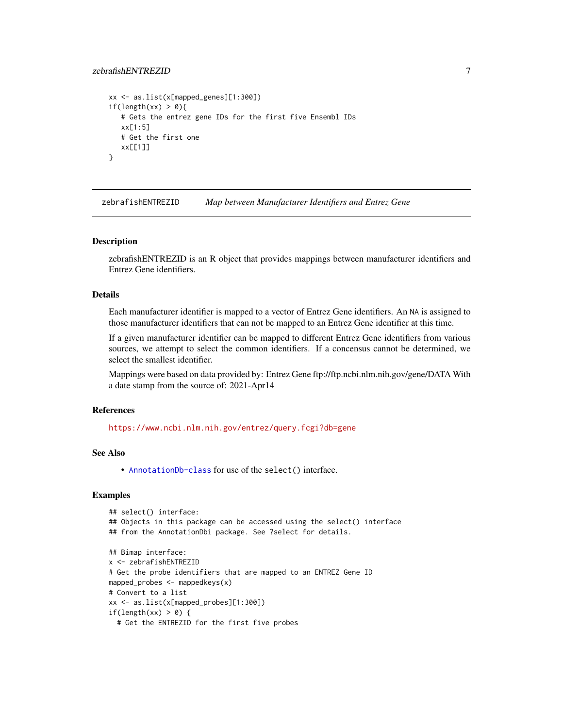```
xx <- as.list(x[mapped_genes][1:300])
if(length(xx) > 0){
   # Gets the entrez gene IDs for the first five Ensembl IDs
   xx[1:5]
   # Get the first one
   xx[[1]]
}
```

## zebrafishENTREZID *Map between Manufacturer Identifiers and Entrez Gene*

### Description

zebrafishENTREZID is an R object that provides mappings between manufacturer identifiers and Entrez Gene identifiers.

### Details

Each manufacturer identifier is mapped to a vector of Entrez Gene identifiers. An NA is assigned to those manufacturer identifiers that can not be mapped to an Entrez Gene identifier at this time.

If a given manufacturer identifier can be mapped to different Entrez Gene identifiers from various sources, we attempt to select the common identifiers. If a concensus cannot be determined, we select the smallest identifier.

Mappings were based on data provided by: Entrez Gene ftp://ftp.ncbi.nlm.nih.gov/gene/DATA With a date stamp from the source of: 2021-Apr14

### References

https://www.ncbi.nlm.nih.gov/entrez/query.fcgi?db=gene

### See Also

- AnnotationDb-class for use of the select() interface.

### Examples

```
## select() interface:
## Objects in this package can be accessed using the select() interface
## from the AnnotationDbi package. See ?select for details.

## Bimap interface:
x <- zebrafishENTREZID
# Get the probe identifiers that are mapped to an ENTREZ Gene ID
mapped_probes <- mappedkeys(x)
# Convert to a list
xx <- as.list(x[mapped_probes][1:300])
if(length(xx) > 0) {
  # Get the ENTREZID for the first five probes
```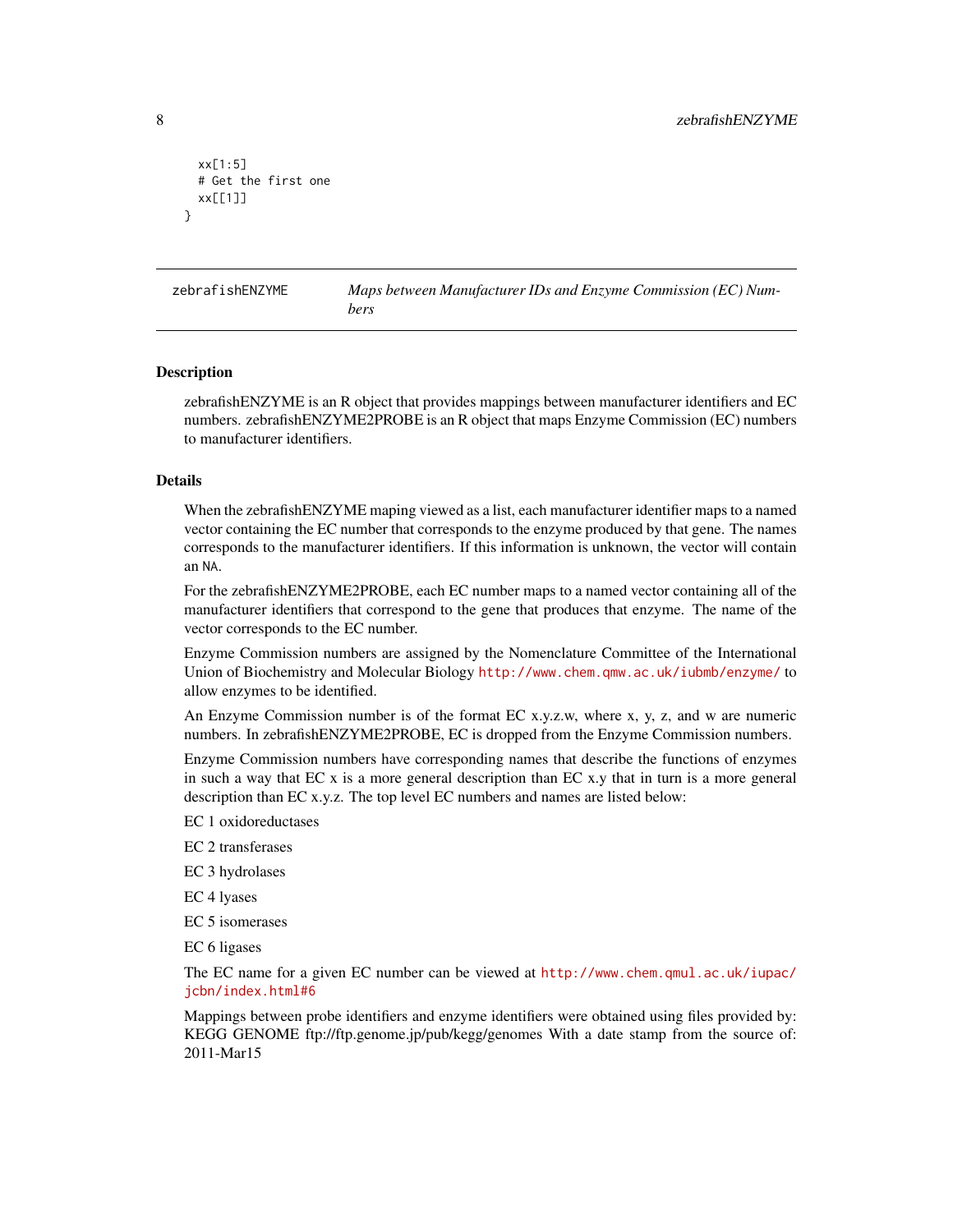```
  xx[1:5]
  # Get the first one
  xx[[1]]
}
```

## zebrafishENZYME — *Maps between Manufacturer IDs and Enzyme Commission (EC) Numbers*

### Description

zebrafishENZYME is an R object that provides mappings between manufacturer identifiers and EC numbers. zebrafishENZYME2PROBE is an R object that maps Enzyme Commission (EC) numbers to manufacturer identifiers.

### Details

When the zebrafishENZYME maping viewed as a list, each manufacturer identifier maps to a named vector containing the EC number that corresponds to the enzyme produced by that gene. The names corresponds to the manufacturer identifiers. If this information is unknown, the vector will contain an NA.

For the zebrafishENZYME2PROBE, each EC number maps to a named vector containing all of the manufacturer identifiers that correspond to the gene that produces that enzyme. The name of the vector corresponds to the EC number.

Enzyme Commission numbers are assigned by the Nomenclature Committee of the International Union of Biochemistry and Molecular Biology http://www.chem.qmw.ac.uk/iubmb/enzyme/ to allow enzymes to be identified.

An Enzyme Commission number is of the format EC x.y.z.w, where x, y, z, and w are numeric numbers. In zebrafishENZYME2PROBE, EC is dropped from the Enzyme Commission numbers.

Enzyme Commission numbers have corresponding names that describe the functions of enzymes in such a way that EC x is a more general description than EC x.y that in turn is a more general description than EC x.y.z. The top level EC numbers and names are listed below:

EC 1 oxidoreductases

EC 2 transferases

EC 3 hydrolases

EC 4 lyases

EC 5 isomerases

EC 6 ligases

The EC name for a given EC number can be viewed at http://www.chem.qmul.ac.uk/iupac/jcbn/index.html#6

Mappings between probe identifiers and enzyme identifiers were obtained using files provided by: KEGG GENOME ftp://ftp.genome.jp/pub/kegg/genomes With a date stamp from the source of: 2011-Mar15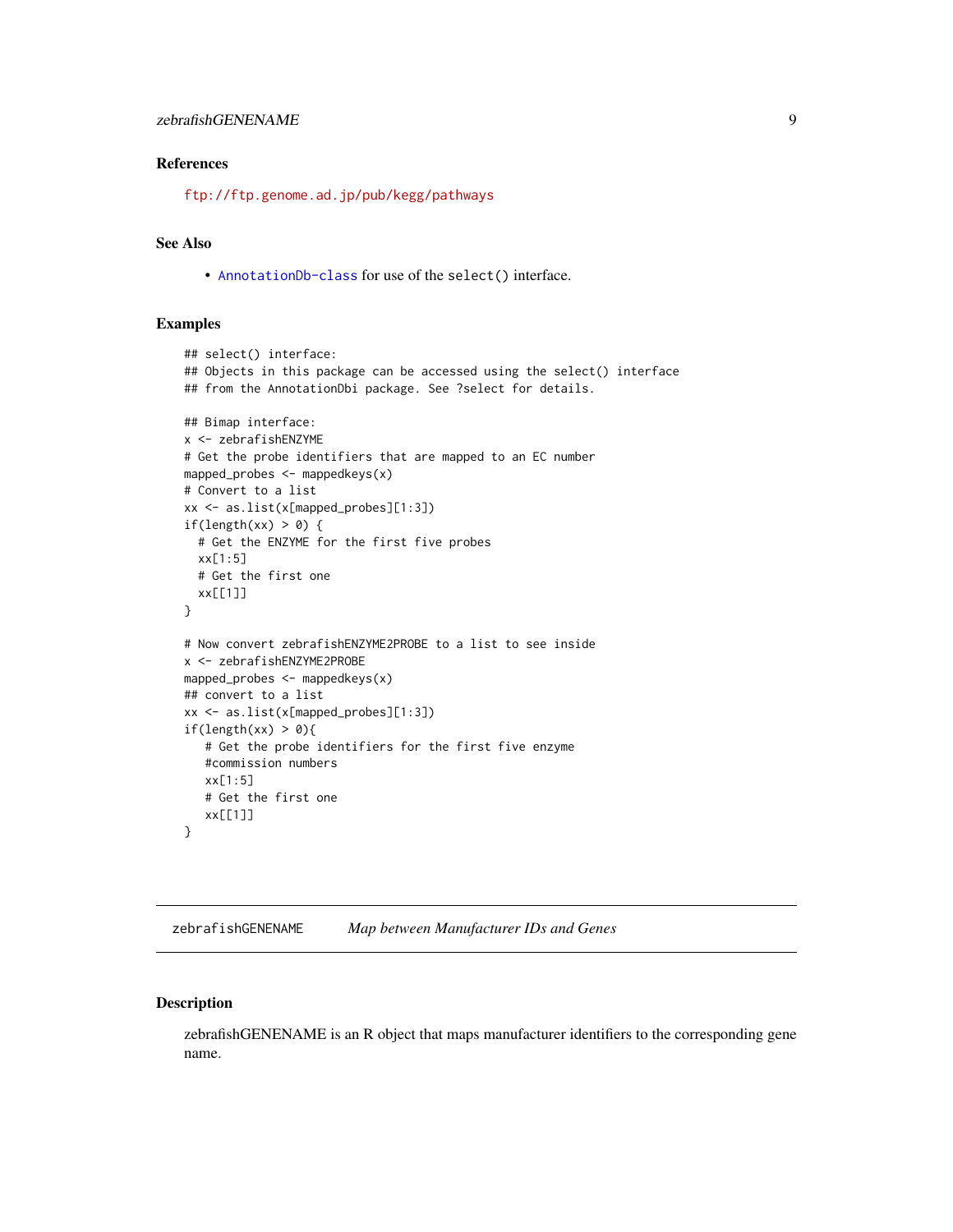### References

ftp://ftp.genome.ad.jp/pub/kegg/pathways

### See Also

- AnnotationDb-class for use of the select() interface.

### Examples

```
## select() interface:
## Objects in this package can be accessed using the select() interface
## from the AnnotationDbi package. See ?select for details.

## Bimap interface:
x <- zebrafishENZYME
# Get the probe identifiers that are mapped to an EC number
mapped_probes <- mappedkeys(x)
# Convert to a list
xx <- as.list(x[mapped_probes][1:3])
if(length(xx) > 0) {
  # Get the ENZYME for the first five probes
  xx[1:5]
  # Get the first one
  xx[[1]]
}

# Now convert zebrafishENZYME2PROBE to a list to see inside
x <- zebrafishENZYME2PROBE
mapped_probes <- mappedkeys(x)
## convert to a list
xx <- as.list(x[mapped_probes][1:3])
if(length(xx) > 0){
   # Get the probe identifiers for the first five enzyme
   #commission numbers
   xx[1:5]
   # Get the first one
   xx[[1]]
}
```

---

## zebrafishGENENAME &nbsp;&nbsp;&nbsp;&nbsp; *Map between Manufacturer IDs and Genes*

---

### Description

zebrafishGENENAME is an R object that maps manufacturer identifiers to the corresponding gene name.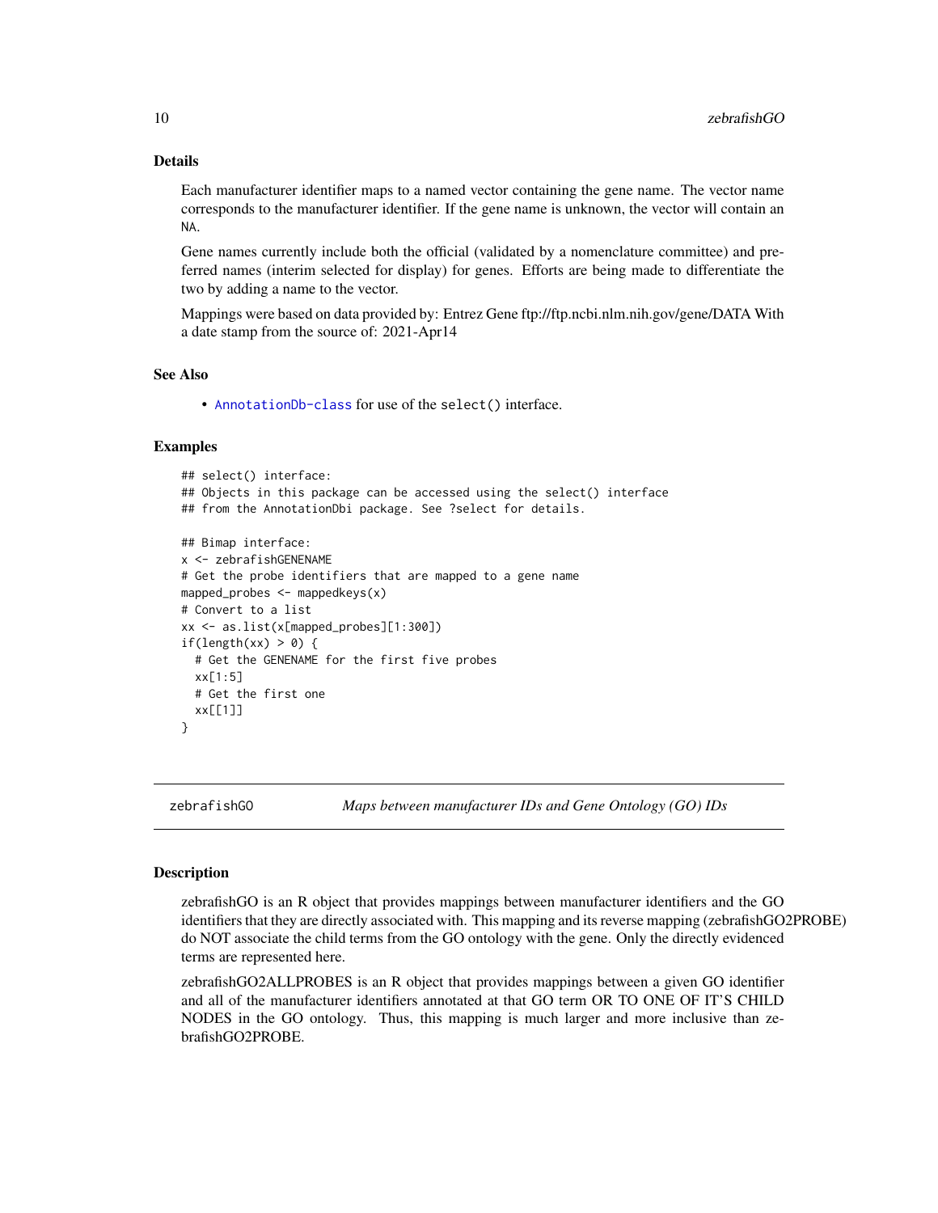### Details

Each manufacturer identifier maps to a named vector containing the gene name. The vector name corresponds to the manufacturer identifier. If the gene name is unknown, the vector will contain an NA.

Gene names currently include both the official (validated by a nomenclature committee) and preferred names (interim selected for display) for genes. Efforts are being made to differentiate the two by adding a name to the vector.

Mappings were based on data provided by: Entrez Gene ftp://ftp.ncbi.nlm.nih.gov/gene/DATA With a date stamp from the source of: 2021-Apr14

### See Also

- AnnotationDb-class for use of the select() interface.

### Examples

```
## select() interface:
## Objects in this package can be accessed using the select() interface
## from the AnnotationDbi package. See ?select for details.

## Bimap interface:
x <- zebrafishGENENAME
# Get the probe identifiers that are mapped to a gene name
mapped_probes <- mappedkeys(x)
# Convert to a list
xx <- as.list(x[mapped_probes][1:300])
if(length(xx) > 0) {
  # Get the GENENAME for the first five probes
  xx[1:5]
  # Get the first one
  xx[[1]]
}
```

---

## zebrafishGO *Maps between manufacturer IDs and Gene Ontology (GO) IDs*

### Description

zebrafishGO is an R object that provides mappings between manufacturer identifiers and the GO identifiers that they are directly associated with. This mapping and its reverse mapping (zebrafishGO2PROBE) do NOT associate the child terms from the GO ontology with the gene. Only the directly evidenced terms are represented here.

zebrafishGO2ALLPROBES is an R object that provides mappings between a given GO identifier and all of the manufacturer identifiers annotated at that GO term OR TO ONE OF IT'S CHILD NODES in the GO ontology. Thus, this mapping is much larger and more inclusive than zebrafishGO2PROBE.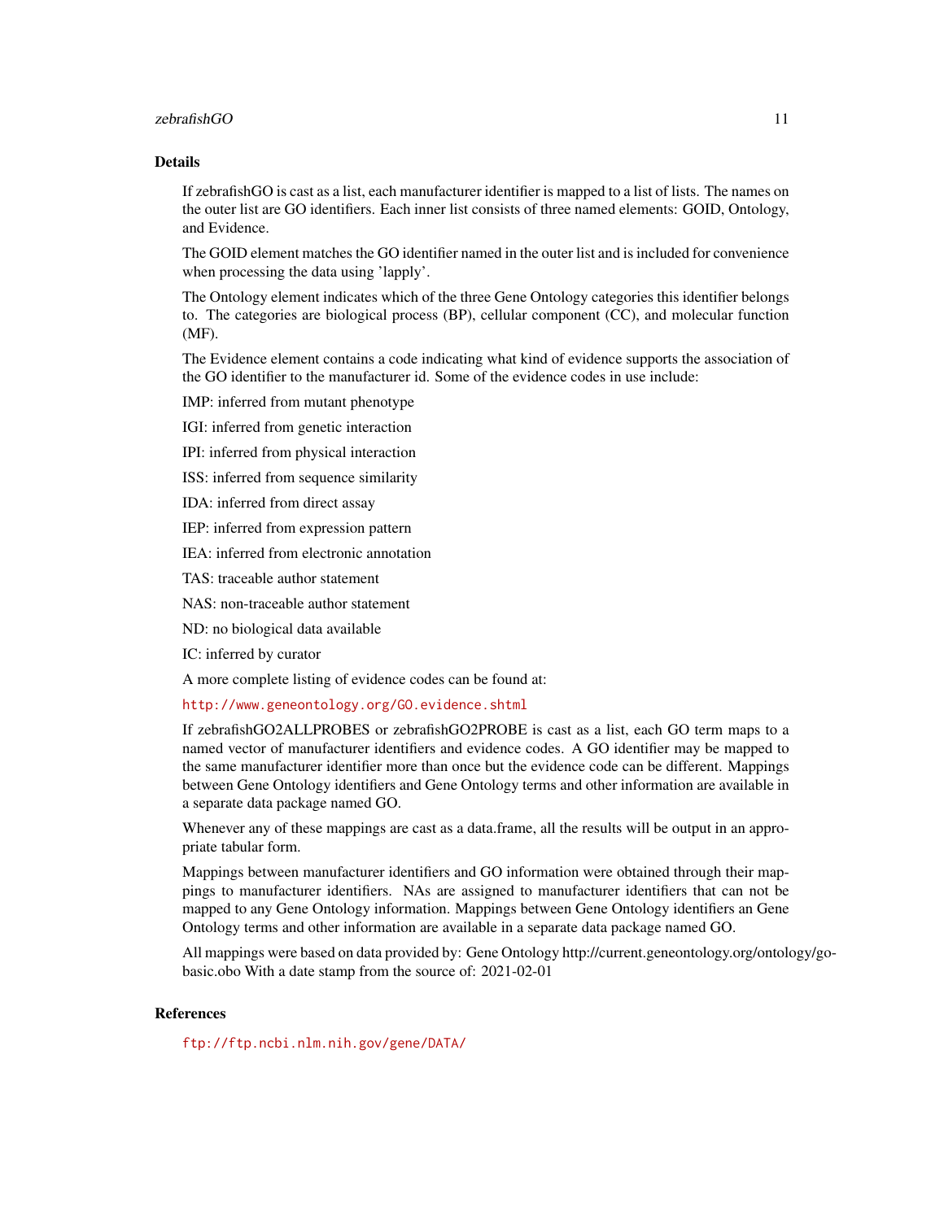## Details

If zebrafishGO is cast as a list, each manufacturer identifier is mapped to a list of lists. The names on the outer list are GO identifiers. Each inner list consists of three named elements: GOID, Ontology, and Evidence.

The GOID element matches the GO identifier named in the outer list and is included for convenience when processing the data using 'lapply'.

The Ontology element indicates which of the three Gene Ontology categories this identifier belongs to. The categories are biological process (BP), cellular component (CC), and molecular function (MF).

The Evidence element contains a code indicating what kind of evidence supports the association of the GO identifier to the manufacturer id. Some of the evidence codes in use include:

IMP: inferred from mutant phenotype

IGI: inferred from genetic interaction

IPI: inferred from physical interaction

ISS: inferred from sequence similarity

IDA: inferred from direct assay

IEP: inferred from expression pattern

IEA: inferred from electronic annotation

TAS: traceable author statement

NAS: non-traceable author statement

ND: no biological data available

IC: inferred by curator

A more complete listing of evidence codes can be found at:

http://www.geneontology.org/GO.evidence.shtml

If zebrafishGO2ALLPROBES or zebrafishGO2PROBE is cast as a list, each GO term maps to a named vector of manufacturer identifiers and evidence codes. A GO identifier may be mapped to the same manufacturer identifier more than once but the evidence code can be different. Mappings between Gene Ontology identifiers and Gene Ontology terms and other information are available in a separate data package named GO.

Whenever any of these mappings are cast as a data.frame, all the results will be output in an appropriate tabular form.

Mappings between manufacturer identifiers and GO information were obtained through their mappings to manufacturer identifiers. NAs are assigned to manufacturer identifiers that can not be mapped to any Gene Ontology information. Mappings between Gene Ontology identifiers an Gene Ontology terms and other information are available in a separate data package named GO.

All mappings were based on data provided by: Gene Ontology http://current.geneontology.org/ontology/go-basic.obo With a date stamp from the source of: 2021-02-01

## References

ftp://ftp.ncbi.nlm.nih.gov/gene/DATA/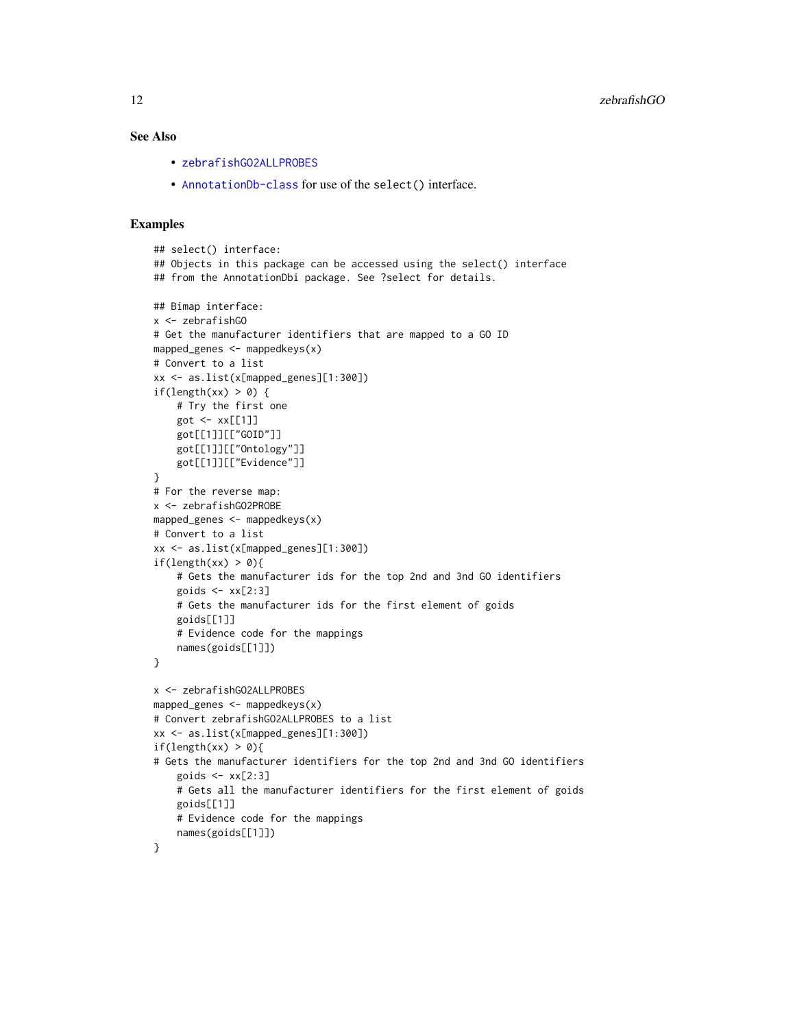## See Also

- zebrafishGO2ALLPROBES
- AnnotationDb-class for use of the `select()` interface.

## Examples

```
## select() interface:
## Objects in this package can be accessed using the select() interface
## from the AnnotationDbi package. See ?select for details.

## Bimap interface:
x <- zebrafishGO
# Get the manufacturer identifiers that are mapped to a GO ID
mapped_genes <- mappedkeys(x)
# Convert to a list
xx <- as.list(x[mapped_genes][1:300])
if(length(xx) > 0) {
    # Try the first one
    got <- xx[[1]]
    got[[1]][["GOID"]]
    got[[1]][["Ontology"]]
    got[[1]][["Evidence"]]
}
# For the reverse map:
x <- zebrafishGO2PROBE
mapped_genes <- mappedkeys(x)
# Convert to a list
xx <- as.list(x[mapped_genes][1:300])
if(length(xx) > 0){
    # Gets the manufacturer ids for the top 2nd and 3nd GO identifiers
    goids <- xx[2:3]
    # Gets the manufacturer ids for the first element of goids
    goids[[1]]
    # Evidence code for the mappings
    names(goids[[1]])
}

x <- zebrafishGO2ALLPROBES
mapped_genes <- mappedkeys(x)
# Convert zebrafishGO2ALLPROBES to a list
xx <- as.list(x[mapped_genes][1:300])
if(length(xx) > 0){
# Gets the manufacturer identifiers for the top 2nd and 3nd GO identifiers
    goids <- xx[2:3]
    # Gets all the manufacturer identifiers for the first element of goids
    goids[[1]]
    # Evidence code for the mappings
    names(goids[[1]])
}
```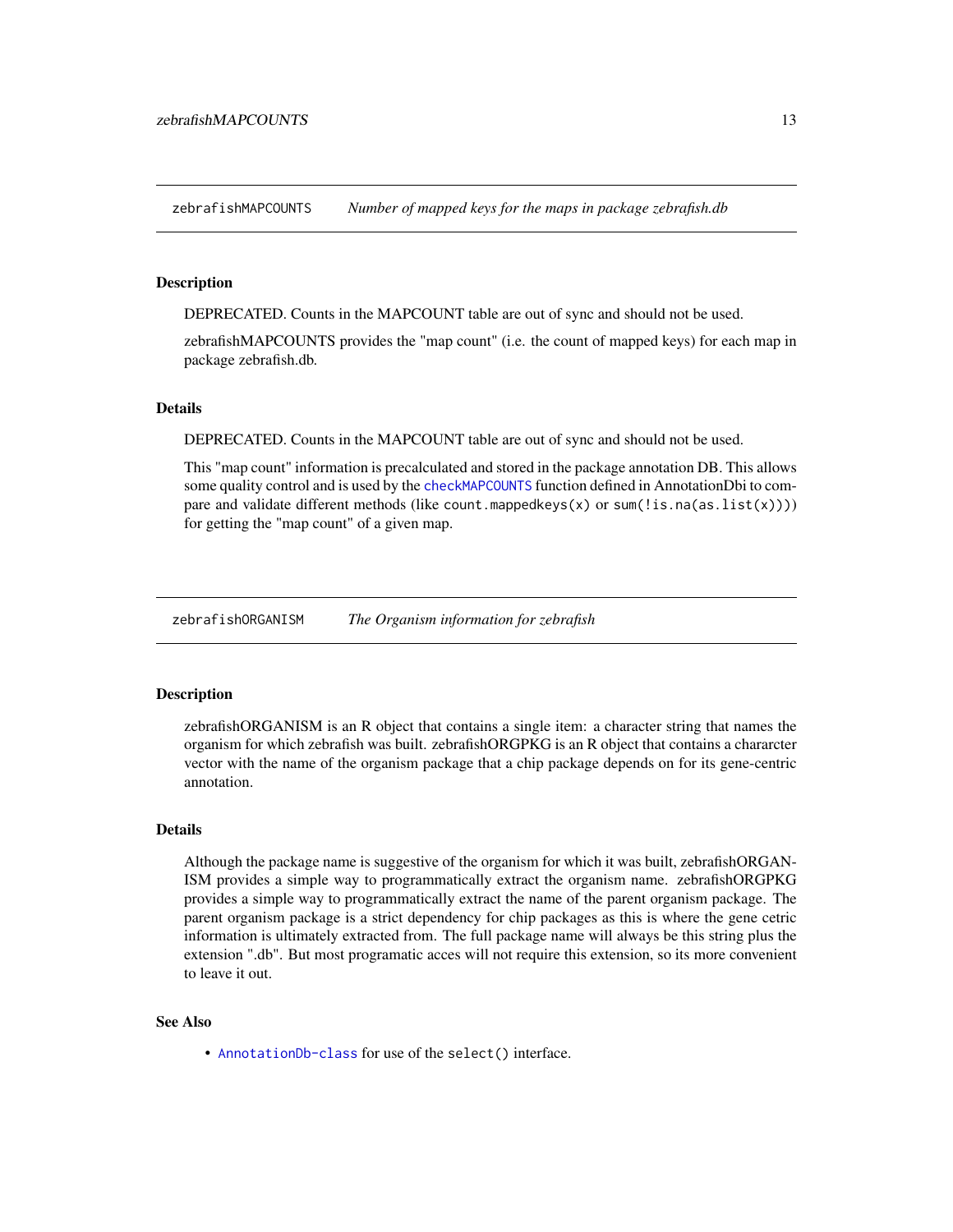## zebrafishMAPCOUNTS *Number of mapped keys for the maps in package zebrafish.db*

### Description

DEPRECATED. Counts in the MAPCOUNT table are out of sync and should not be used.

zebrafishMAPCOUNTS provides the "map count" (i.e. the count of mapped keys) for each map in package zebrafish.db.

### Details

DEPRECATED. Counts in the MAPCOUNT table are out of sync and should not be used.

This "map count" information is precalculated and stored in the package annotation DB. This allows some quality control and is used by the `checkMAPCOUNTS` function defined in AnnotationDbi to compare and validate different methods (like `count.mappedkeys(x)` or `sum(!is.na(as.list(x)))`) for getting the "map count" of a given map.

## zebrafishORGANISM *The Organism information for zebrafish*

### Description

zebrafishORGANISM is an R object that contains a single item: a character string that names the organism for which zebrafish was built. zebrafishORGPKG is an R object that contains a chararcter vector with the name of the organism package that a chip package depends on for its gene-centric annotation.

### Details

Although the package name is suggestive of the organism for which it was built, zebrafishORGANISM provides a simple way to programmatically extract the organism name. zebrafishORGPKG provides a simple way to programmatically extract the name of the parent organism package. The parent organism package is a strict dependency for chip packages as this is where the gene cetric information is ultimately extracted from. The full package name will always be this string plus the extension ".db". But most programatic acces will not require this extension, so its more convenient to leave it out.

### See Also

- `AnnotationDb-class` for use of the `select()` interface.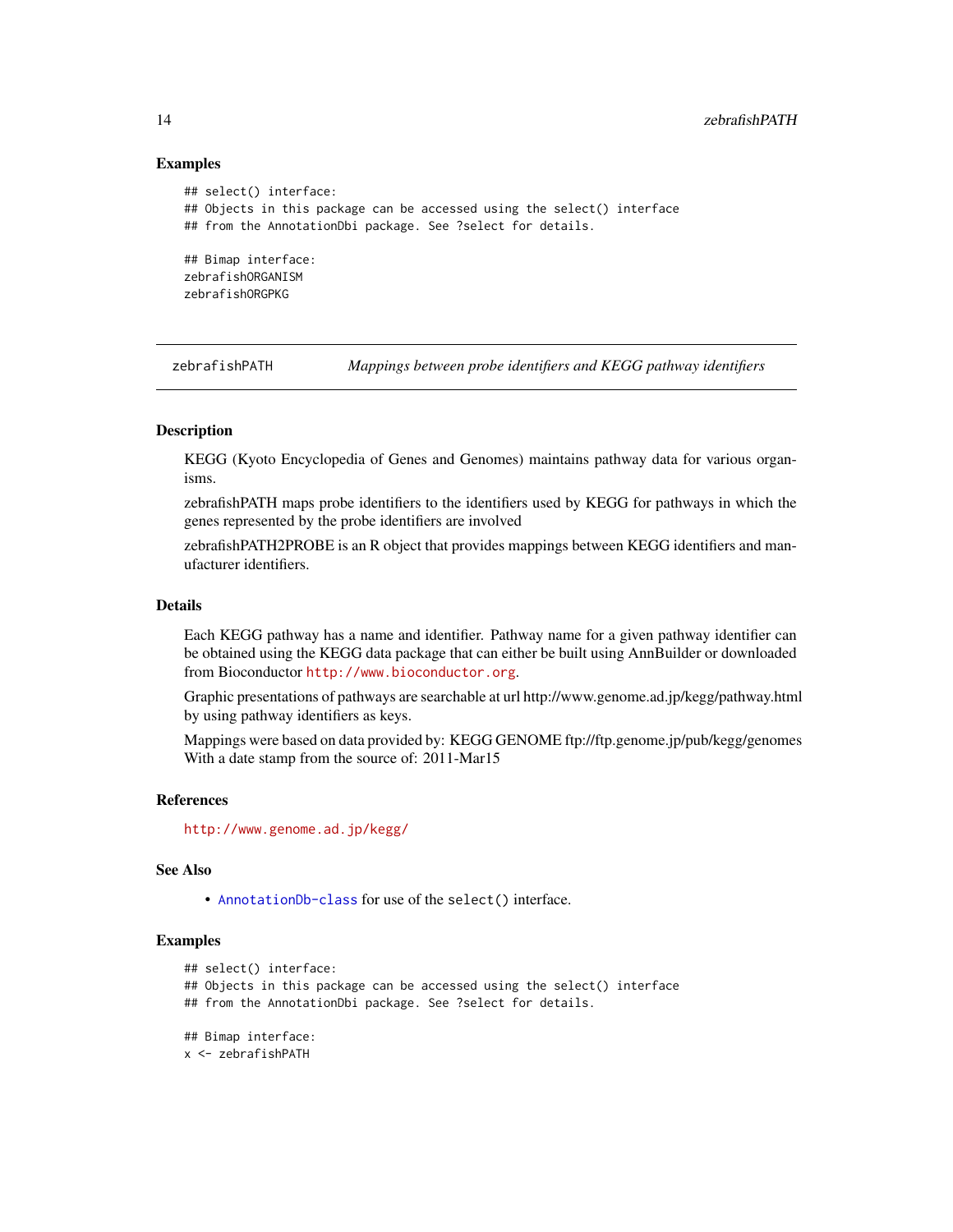### Examples

```
## select() interface:
## Objects in this package can be accessed using the select() interface
## from the AnnotationDbi package. See ?select for details.

## Bimap interface:
zebrafishORGANISM
zebrafishORGPKG
```

---

## zebrafishPATH    *Mappings between probe identifiers and KEGG pathway identifiers*

---

### Description

KEGG (Kyoto Encyclopedia of Genes and Genomes) maintains pathway data for various organisms.

zebrafishPATH maps probe identifiers to the identifiers used by KEGG for pathways in which the genes represented by the probe identifiers are involved

zebrafishPATH2PROBE is an R object that provides mappings between KEGG identifiers and manufacturer identifiers.

### Details

Each KEGG pathway has a name and identifier. Pathway name for a given pathway identifier can be obtained using the KEGG data package that can either be built using AnnBuilder or downloaded from Bioconductor http://www.bioconductor.org.

Graphic presentations of pathways are searchable at url http://www.genome.ad.jp/kegg/pathway.html by using pathway identifiers as keys.

Mappings were based on data provided by: KEGG GENOME ftp://ftp.genome.jp/pub/kegg/genomes With a date stamp from the source of: 2011-Mar15

### References

http://www.genome.ad.jp/kegg/

### See Also

- AnnotationDb-class for use of the `select()` interface.

### Examples

```
## select() interface:
## Objects in this package can be accessed using the select() interface
## from the AnnotationDbi package. See ?select for details.

## Bimap interface:
x <- zebrafishPATH
```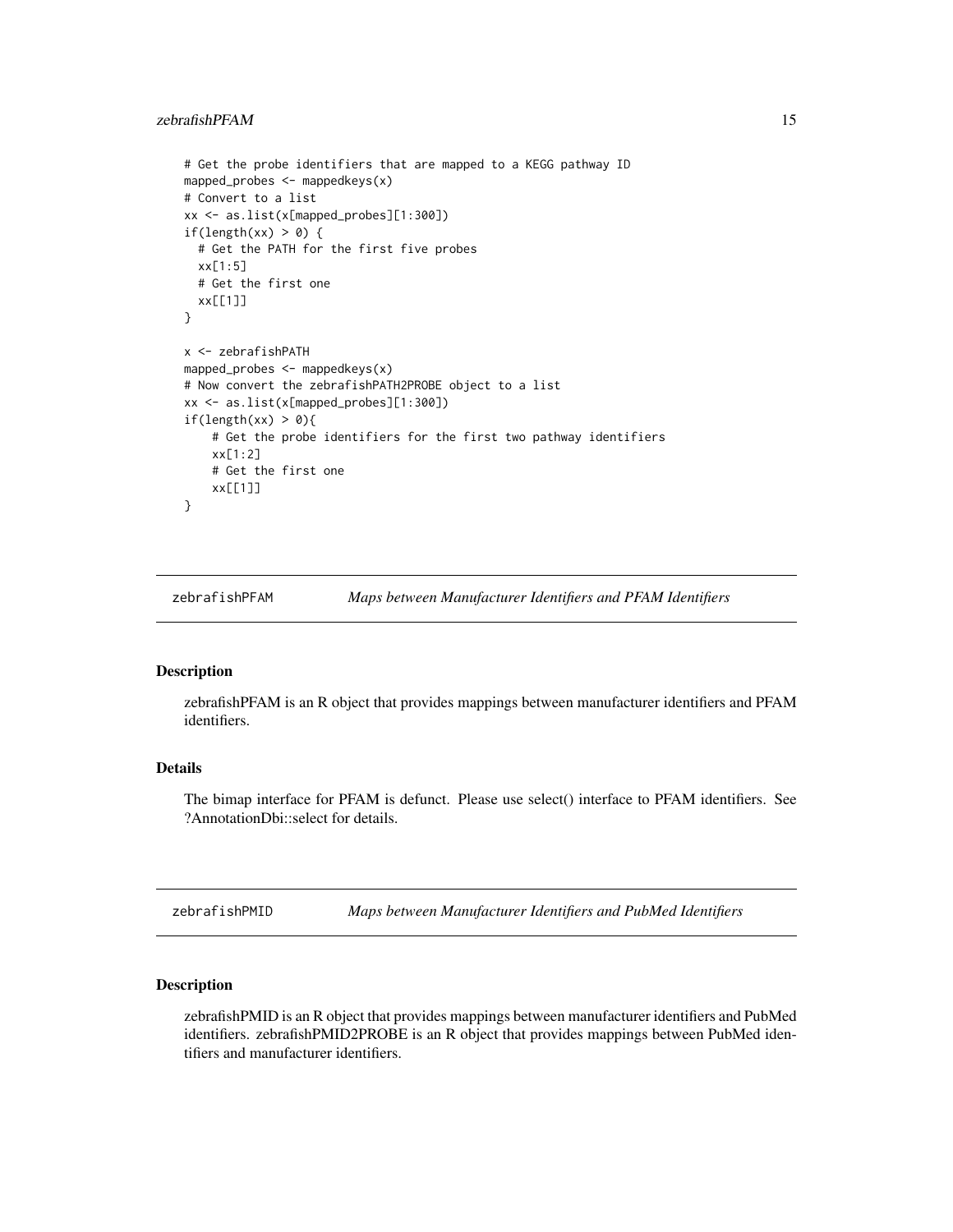```
# Get the probe identifiers that are mapped to a KEGG pathway ID
mapped_probes <- mappedkeys(x)
# Convert to a list
xx <- as.list(x[mapped_probes][1:300])
if(length(xx) > 0) {
  # Get the PATH for the first five probes
  xx[1:5]
  # Get the first one
  xx[[1]]
}

x <- zebrafishPATH
mapped_probes <- mappedkeys(x)
# Now convert the zebrafishPATH2PROBE object to a list
xx <- as.list(x[mapped_probes][1:300])
if(length(xx) > 0){
    # Get the probe identifiers for the first two pathway identifiers
    xx[1:2]
    # Get the first one
    xx[[1]]
}
```

## zebrafishPFAM — *Maps between Manufacturer Identifiers and PFAM Identifiers*

### Description

zebrafishPFAM is an R object that provides mappings between manufacturer identifiers and PFAM identifiers.

### Details

The bimap interface for PFAM is defunct. Please use select() interface to PFAM identifiers. See ?AnnotationDbi::select for details.

## zebrafishPMID — *Maps between Manufacturer Identifiers and PubMed Identifiers*

### Description

zebrafishPMID is an R object that provides mappings between manufacturer identifiers and PubMed identifiers. zebrafishPMID2PROBE is an R object that provides mappings between PubMed identifiers and manufacturer identifiers.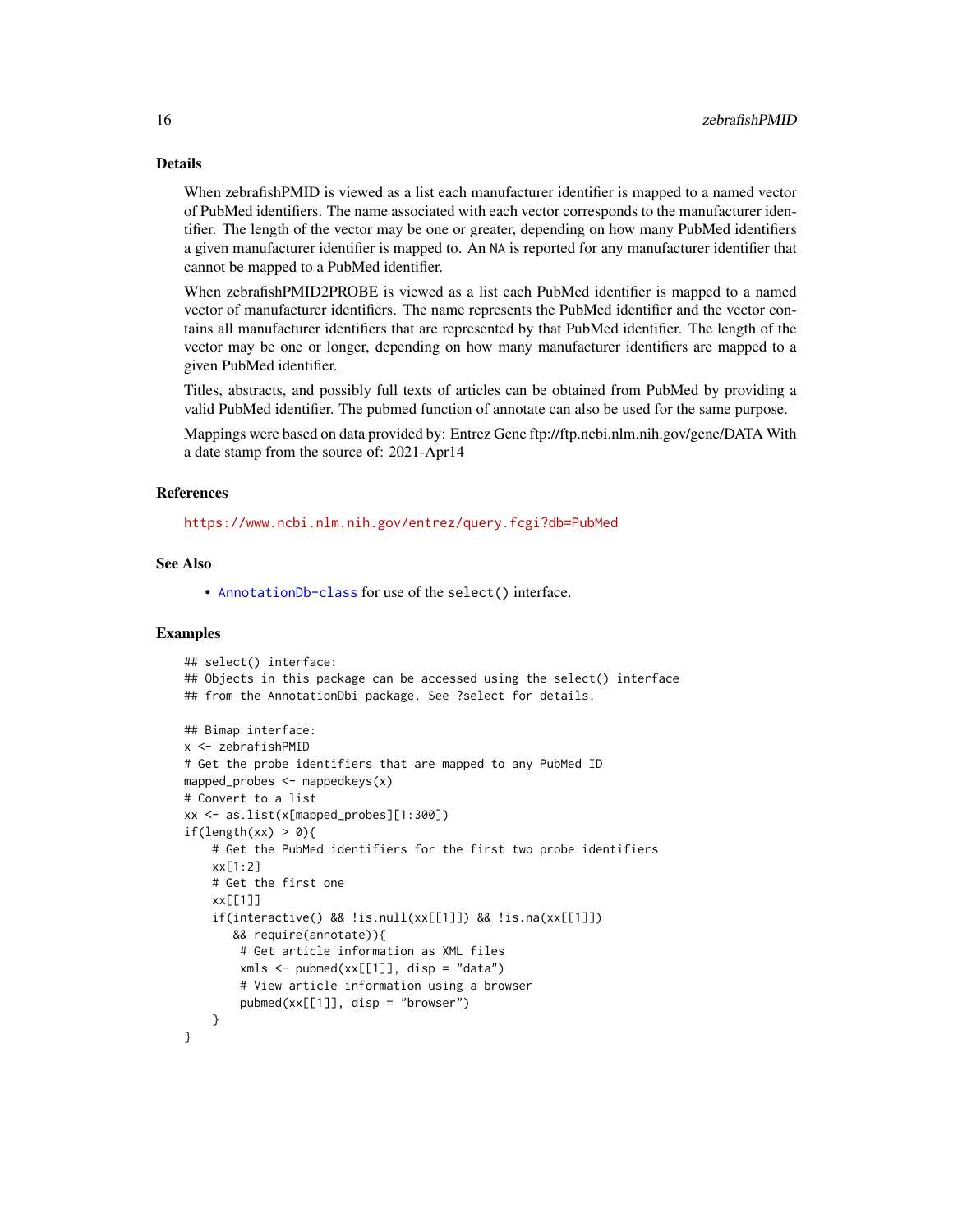## Details

When zebrafishPMID is viewed as a list each manufacturer identifier is mapped to a named vector of PubMed identifiers. The name associated with each vector corresponds to the manufacturer identifier. The length of the vector may be one or greater, depending on how many PubMed identifiers a given manufacturer identifier is mapped to. An NA is reported for any manufacturer identifier that cannot be mapped to a PubMed identifier.

When zebrafishPMID2PROBE is viewed as a list each PubMed identifier is mapped to a named vector of manufacturer identifiers. The name represents the PubMed identifier and the vector contains all manufacturer identifiers that are represented by that PubMed identifier. The length of the vector may be one or longer, depending on how many manufacturer identifiers are mapped to a given PubMed identifier.

Titles, abstracts, and possibly full texts of articles can be obtained from PubMed by providing a valid PubMed identifier. The pubmed function of annotate can also be used for the same purpose.

Mappings were based on data provided by: Entrez Gene ftp://ftp.ncbi.nlm.nih.gov/gene/DATA With a date stamp from the source of: 2021-Apr14

## References

https://www.ncbi.nlm.nih.gov/entrez/query.fcgi?db=PubMed

## See Also

- AnnotationDb-class for use of the select() interface.

## Examples

```
## select() interface:
## Objects in this package can be accessed using the select() interface
## from the AnnotationDbi package. See ?select for details.

## Bimap interface:
x <- zebrafishPMID
# Get the probe identifiers that are mapped to any PubMed ID
mapped_probes <- mappedkeys(x)
# Convert to a list
xx <- as.list(x[mapped_probes][1:300])
if(length(xx) > 0){
    # Get the PubMed identifiers for the first two probe identifiers
    xx[1:2]
    # Get the first one
    xx[[1]]
    if(interactive() && !is.null(xx[[1]]) && !is.na(xx[[1]])
       && require(annotate)){
        # Get article information as XML files
        xmls <- pubmed(xx[[1]], disp = "data")
        # View article information using a browser
        pubmed(xx[[1]], disp = "browser")
    }
}
```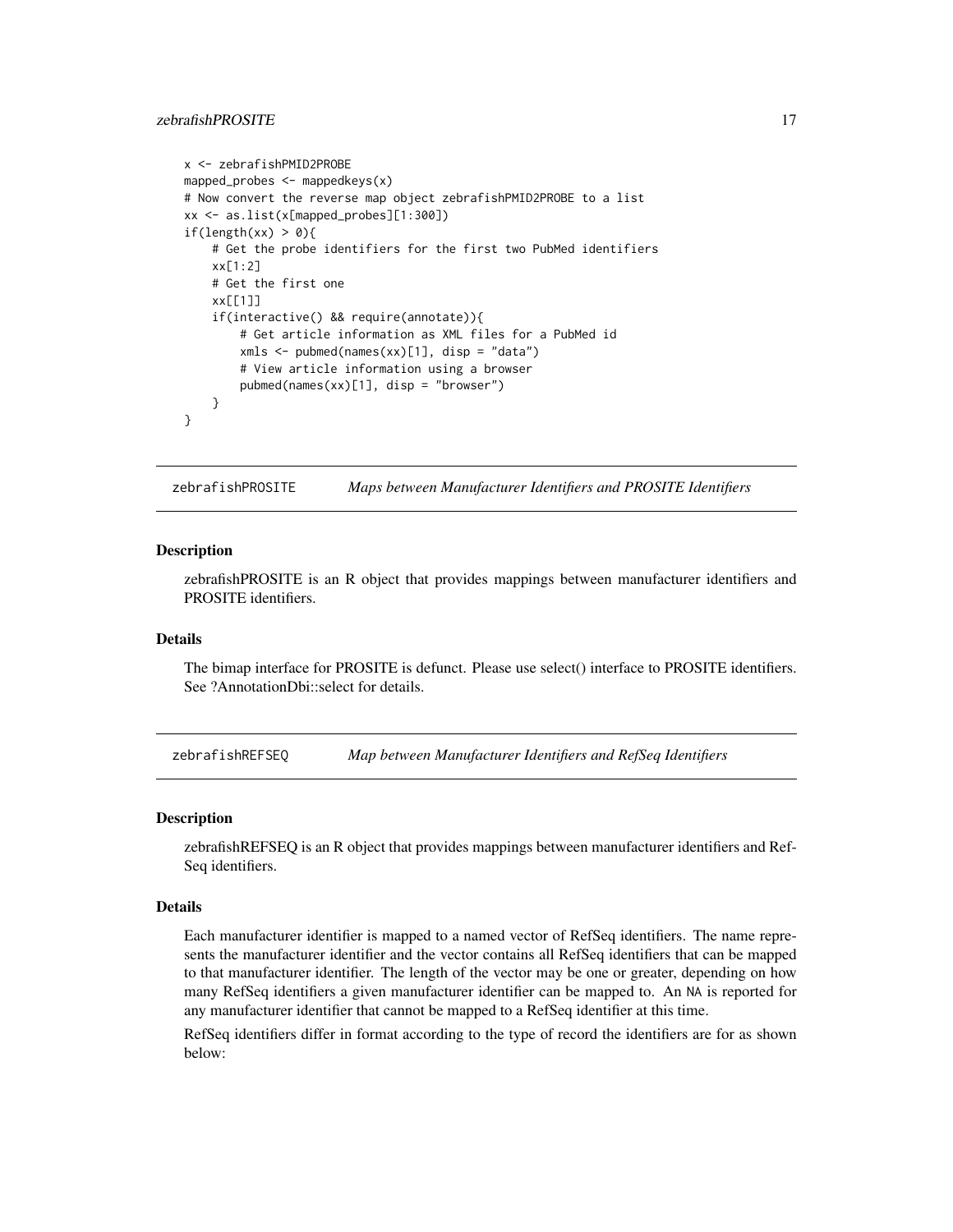```
x <- zebrafishPMID2PROBE
mapped_probes <- mappedkeys(x)
# Now convert the reverse map object zebrafishPMID2PROBE to a list
xx <- as.list(x[mapped_probes][1:300])
if(length(xx) > 0){
    # Get the probe identifiers for the first two PubMed identifiers
    xx[1:2]
    # Get the first one
    xx[[1]]
    if(interactive() && require(annotate)){
        # Get article information as XML files for a PubMed id
        xmls <- pubmed(names(xx)[1], disp = "data")
        # View article information using a browser
        pubmed(names(xx)[1], disp = "browser")
    }
}
```

## zebrafishPROSITE — *Maps between Manufacturer Identifiers and PROSITE Identifiers*

### Description

zebrafishPROSITE is an R object that provides mappings between manufacturer identifiers and PROSITE identifiers.

### Details

The bimap interface for PROSITE is defunct. Please use select() interface to PROSITE identifiers. See ?AnnotationDbi::select for details.

## zebrafishREFSEQ — *Map between Manufacturer Identifiers and RefSeq Identifiers*

### Description

zebrafishREFSEQ is an R object that provides mappings between manufacturer identifiers and RefSeq identifiers.

### Details

Each manufacturer identifier is mapped to a named vector of RefSeq identifiers. The name represents the manufacturer identifier and the vector contains all RefSeq identifiers that can be mapped to that manufacturer identifier. The length of the vector may be one or greater, depending on how many RefSeq identifiers a given manufacturer identifier can be mapped to. An NA is reported for any manufacturer identifier that cannot be mapped to a RefSeq identifier at this time.

RefSeq identifiers differ in format according to the type of record the identifiers are for as shown below: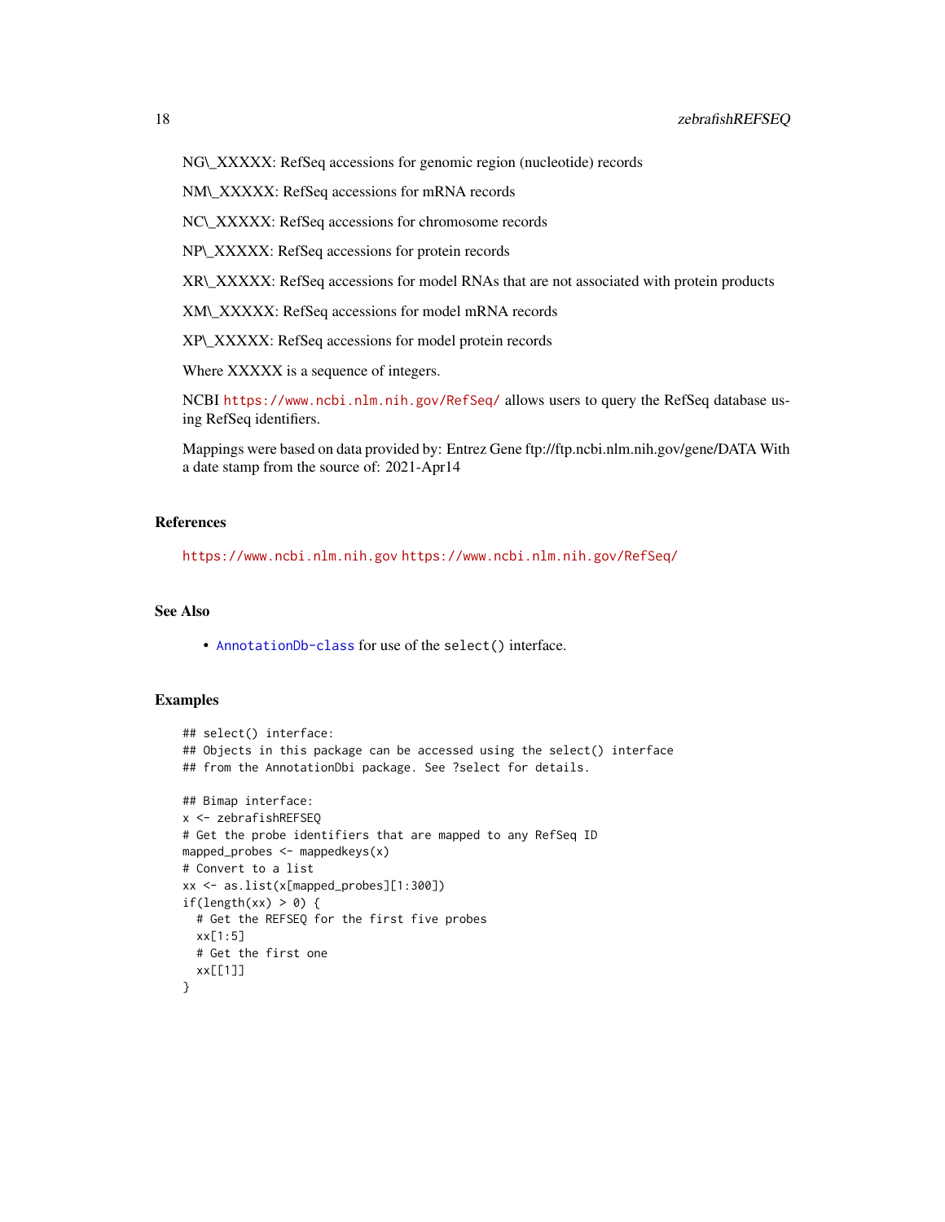NG\_XXXXX: RefSeq accessions for genomic region (nucleotide) records

NM\_XXXXX: RefSeq accessions for mRNA records

NC\_XXXXX: RefSeq accessions for chromosome records

NP\_XXXXX: RefSeq accessions for protein records

XR\_XXXXX: RefSeq accessions for model RNAs that are not associated with protein products

XM\_XXXXX: RefSeq accessions for model mRNA records

XP\_XXXXX: RefSeq accessions for model protein records

Where XXXXX is a sequence of integers.

NCBI https://www.ncbi.nlm.nih.gov/RefSeq/ allows users to query the RefSeq database using RefSeq identifiers.

Mappings were based on data provided by: Entrez Gene ftp://ftp.ncbi.nlm.nih.gov/gene/DATA With a date stamp from the source of: 2021-Apr14

## References

https://www.ncbi.nlm.nih.gov https://www.ncbi.nlm.nih.gov/RefSeq/

## See Also

- AnnotationDb-class for use of the select() interface.

## Examples

```
## select() interface:
## Objects in this package can be accessed using the select() interface
## from the AnnotationDbi package. See ?select for details.

## Bimap interface:
x <- zebrafishREFSEQ
# Get the probe identifiers that are mapped to any RefSeq ID
mapped_probes <- mappedkeys(x)
# Convert to a list
xx <- as.list(x[mapped_probes][1:300])
if(length(xx) > 0) {
  # Get the REFSEQ for the first five probes
  xx[1:5]
  # Get the first one
  xx[[1]]
}
```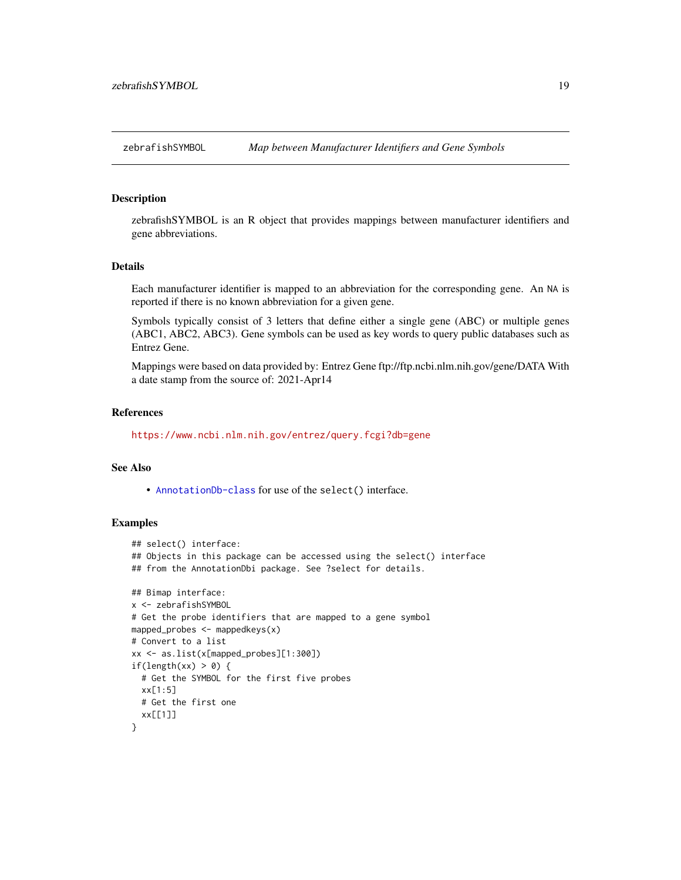## zebrafishSYMBOL — *Map between Manufacturer Identifiers and Gene Symbols*

### Description

zebrafishSYMBOL is an R object that provides mappings between manufacturer identifiers and gene abbreviations.

### Details

Each manufacturer identifier is mapped to an abbreviation for the corresponding gene. An NA is reported if there is no known abbreviation for a given gene.

Symbols typically consist of 3 letters that define either a single gene (ABC) or multiple genes (ABC1, ABC2, ABC3). Gene symbols can be used as key words to query public databases such as Entrez Gene.

Mappings were based on data provided by: Entrez Gene ftp://ftp.ncbi.nlm.nih.gov/gene/DATA With a date stamp from the source of: 2021-Apr14

### References

https://www.ncbi.nlm.nih.gov/entrez/query.fcgi?db=gene

### See Also

- AnnotationDb-class for use of the select() interface.

### Examples

```
## select() interface:
## Objects in this package can be accessed using the select() interface
## from the AnnotationDbi package. See ?select for details.

## Bimap interface:
x <- zebrafishSYMBOL
# Get the probe identifiers that are mapped to a gene symbol
mapped_probes <- mappedkeys(x)
# Convert to a list
xx <- as.list(x[mapped_probes][1:300])
if(length(xx) > 0) {
  # Get the SYMBOL for the first five probes
  xx[1:5]
  # Get the first one
  xx[[1]]
}
```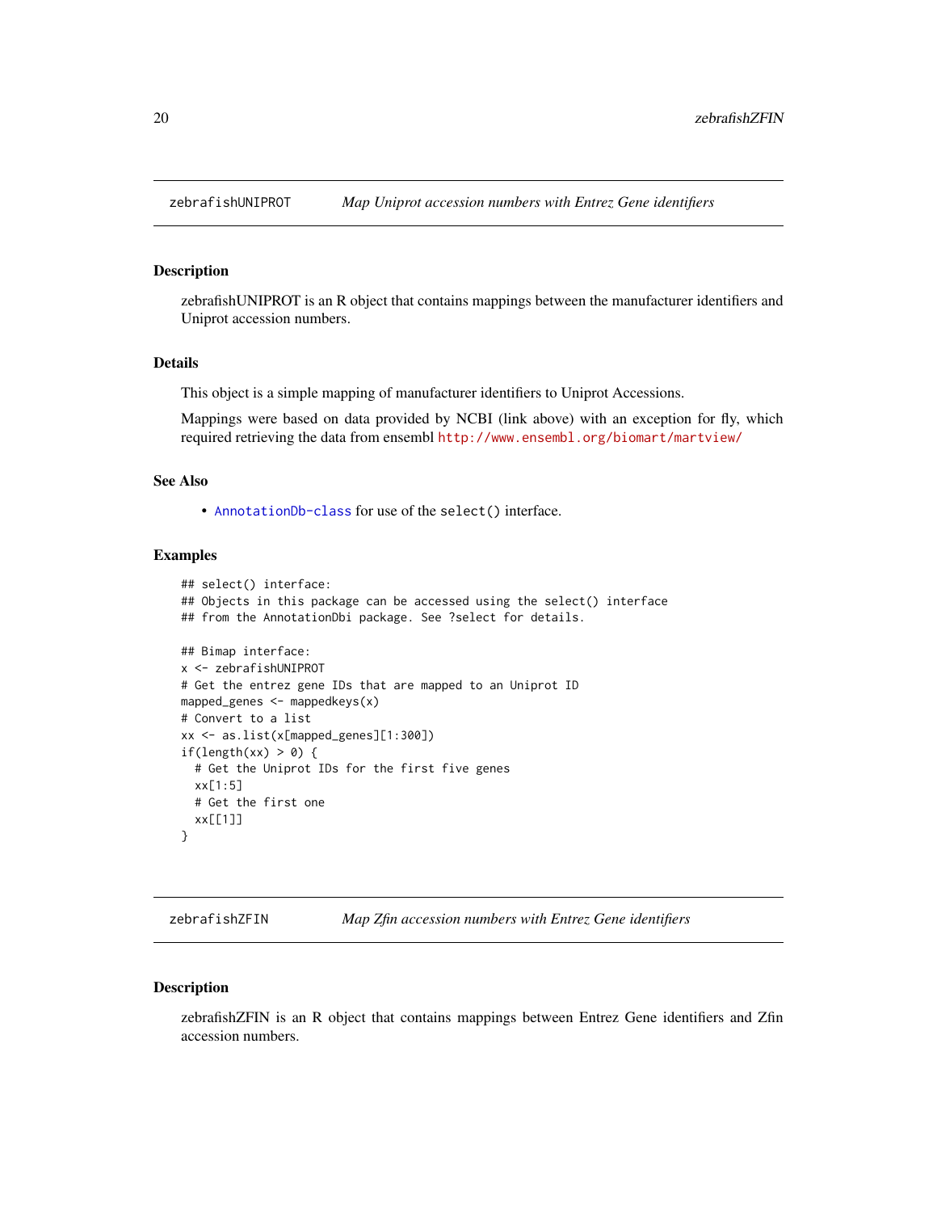## zebrafishUNIPROT — *Map Uniprot accession numbers with Entrez Gene identifiers*

### Description

zebrafishUNIPROT is an R object that contains mappings between the manufacturer identifiers and Uniprot accession numbers.

### Details

This object is a simple mapping of manufacturer identifiers to Uniprot Accessions.

Mappings were based on data provided by NCBI (link above) with an exception for fly, which required retrieving the data from ensembl http://www.ensembl.org/biomart/martview/

### See Also

- AnnotationDb-class for use of the select() interface.

### Examples

```
## select() interface:
## Objects in this package can be accessed using the select() interface
## from the AnnotationDbi package. See ?select for details.

## Bimap interface:
x <- zebrafishUNIPROT
# Get the entrez gene IDs that are mapped to an Uniprot ID
mapped_genes <- mappedkeys(x)
# Convert to a list
xx <- as.list(x[mapped_genes][1:300])
if(length(xx) > 0) {
  # Get the Uniprot IDs for the first five genes
  xx[1:5]
  # Get the first one
  xx[[1]]
}
```

## zebrafishZFIN — *Map Zfin accession numbers with Entrez Gene identifiers*

### Description

zebrafishZFIN is an R object that contains mappings between Entrez Gene identifiers and Zfin accession numbers.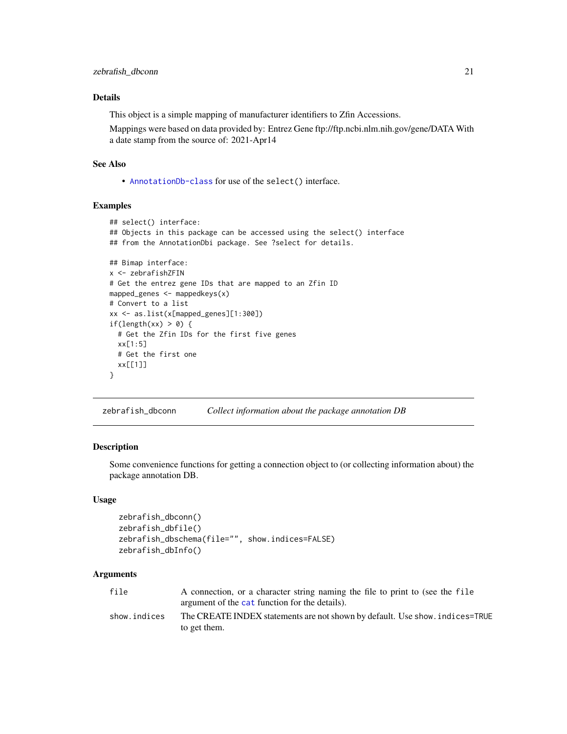### Details

This object is a simple mapping of manufacturer identifiers to Zfin Accessions.

Mappings were based on data provided by: Entrez Gene ftp://ftp.ncbi.nlm.nih.gov/gene/DATA With a date stamp from the source of: 2021-Apr14

### See Also

- AnnotationDb-class for use of the select() interface.

### Examples

```
## select() interface:
## Objects in this package can be accessed using the select() interface
## from the AnnotationDbi package. See ?select for details.

## Bimap interface:
x <- zebrafishZFIN
# Get the entrez gene IDs that are mapped to an Zfin ID
mapped_genes <- mappedkeys(x)
# Convert to a list
xx <- as.list(x[mapped_genes][1:300])
if(length(xx) > 0) {
  # Get the Zfin IDs for the first five genes
  xx[1:5]
  # Get the first one
  xx[[1]]
}
```

---

## zebrafish_dbconn — *Collect information about the package annotation DB*

### Description

Some convenience functions for getting a connection object to (or collecting information about) the package annotation DB.

### Usage

```
zebrafish_dbconn()
zebrafish_dbfile()
zebrafish_dbschema(file="", show.indices=FALSE)
zebrafish_dbInfo()
```

### Arguments

| | |
|---|---|
| file | A connection, or a character string naming the file to print to (see the file argument of the cat function for the details). |
| show.indices | The CREATE INDEX statements are not shown by default. Use show.indices=TRUE to get them. |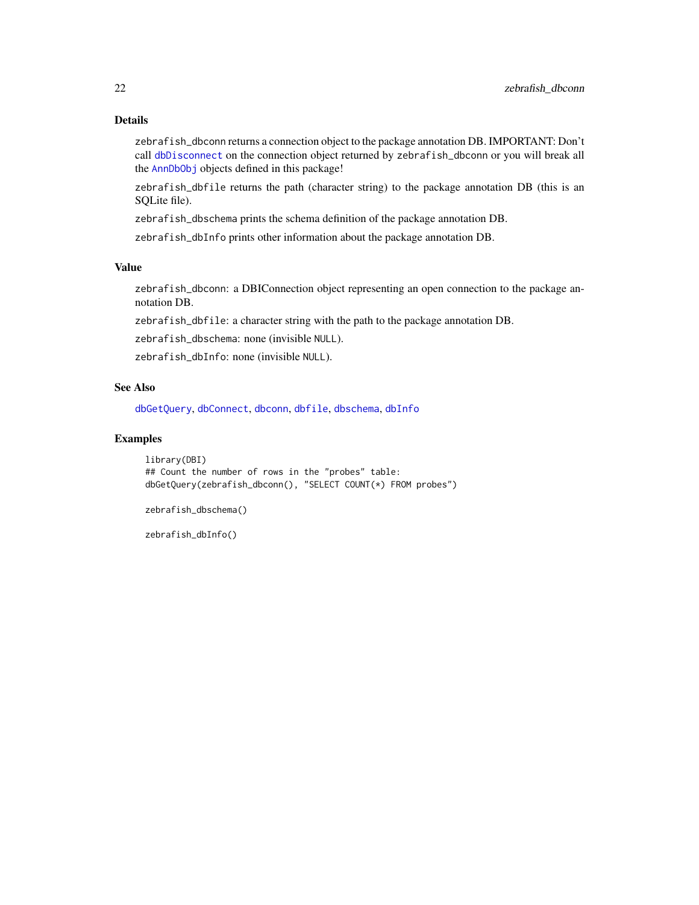## Details

`zebrafish_dbconn` returns a connection object to the package annotation DB. IMPORTANT: Don't call `dbDisconnect` on the connection object returned by `zebrafish_dbconn` or you will break all the `AnnDbObj` objects defined in this package!

`zebrafish_dbfile` returns the path (character string) to the package annotation DB (this is an SQLite file).

`zebrafish_dbschema` prints the schema definition of the package annotation DB.

`zebrafish_dbInfo` prints other information about the package annotation DB.

## Value

`zebrafish_dbconn`: a DBIConnection object representing an open connection to the package annotation DB.

`zebrafish_dbfile`: a character string with the path to the package annotation DB.

`zebrafish_dbschema`: none (invisible `NULL`).

`zebrafish_dbInfo`: none (invisible `NULL`).

## See Also

`dbGetQuery`, `dbConnect`, `dbconn`, `dbfile`, `dbschema`, `dbInfo`

## Examples

```
library(DBI)
## Count the number of rows in the "probes" table:
dbGetQuery(zebrafish_dbconn(), "SELECT COUNT(*) FROM probes")

zebrafish_dbschema()

zebrafish_dbInfo()
```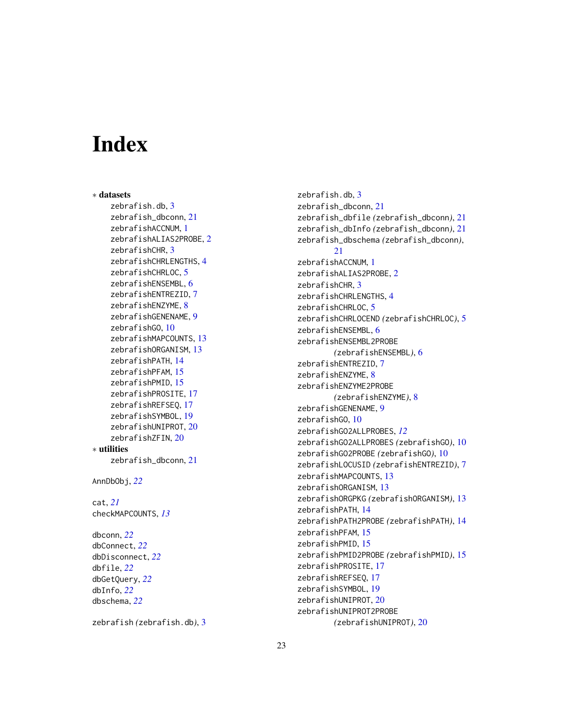# Index

∗ **datasets**
- zebrafish.db, 3
- zebrafish_dbconn, 21
- zebrafishACCNUM, 1
- zebrafishALIAS2PROBE, 2
- zebrafishCHR, 3
- zebrafishCHRLENGTHS, 4
- zebrafishCHRLOC, 5
- zebrafishENSEMBL, 6
- zebrafishENTREZID, 7
- zebrafishENZYME, 8
- zebrafishGENENAME, 9
- zebrafishGO, 10
- zebrafishMAPCOUNTS, 13
- zebrafishORGANISM, 13
- zebrafishPATH, 14
- zebrafishPFAM, 15
- zebrafishPMID, 15
- zebrafishPROSITE, 17
- zebrafishREFSEQ, 17
- zebrafishSYMBOL, 19
- zebrafishUNIPROT, 20
- zebrafishZFIN, 20

∗ **utilities**
- zebrafish_dbconn, 21

AnnDbObj, *22*

cat, *21*
checkMAPCOUNTS, *13*

dbconn, *22*
dbConnect, *22*
dbDisconnect, *22*
dbfile, *22*
dbGetQuery, *22*
dbInfo, *22*
dbschema, *22*

zebrafish *(zebrafish.db)*, 3
zebrafish.db, 3
zebrafish_dbconn, 21
zebrafish_dbfile *(zebrafish_dbconn)*, 21
zebrafish_dbInfo *(zebrafish_dbconn)*, 21
zebrafish_dbschema *(zebrafish_dbconn)*, 21
zebrafishACCNUM, 1
zebrafishALIAS2PROBE, 2
zebrafishCHR, 3
zebrafishCHRLENGTHS, 4
zebrafishCHRLOC, 5
zebrafishCHRLOCEND *(zebrafishCHRLOC)*, 5
zebrafishENSEMBL, 6
zebrafishENSEMBL2PROBE *(zebrafishENSEMBL)*, 6
zebrafishENTREZID, 7
zebrafishENZYME, 8
zebrafishENZYME2PROBE *(zebrafishENZYME)*, 8
zebrafishGENENAME, 9
zebrafishGO, 10
zebrafishGO2ALLPROBES, *12*
zebrafishGO2ALLPROBES *(zebrafishGO)*, 10
zebrafishGO2PROBE *(zebrafishGO)*, 10
zebrafishLOCUSID *(zebrafishENTREZID)*, 7
zebrafishMAPCOUNTS, 13
zebrafishORGANISM, 13
zebrafishORGPKG *(zebrafishORGANISM)*, 13
zebrafishPATH, 14
zebrafishPATH2PROBE *(zebrafishPATH)*, 14
zebrafishPFAM, 15
zebrafishPMID, 15
zebrafishPMID2PROBE *(zebrafishPMID)*, 15
zebrafishPROSITE, 17
zebrafishREFSEQ, 17
zebrafishSYMBOL, 19
zebrafishUNIPROT, 20
zebrafishUNIPROT2PROBE *(zebrafishUNIPROT)*, 20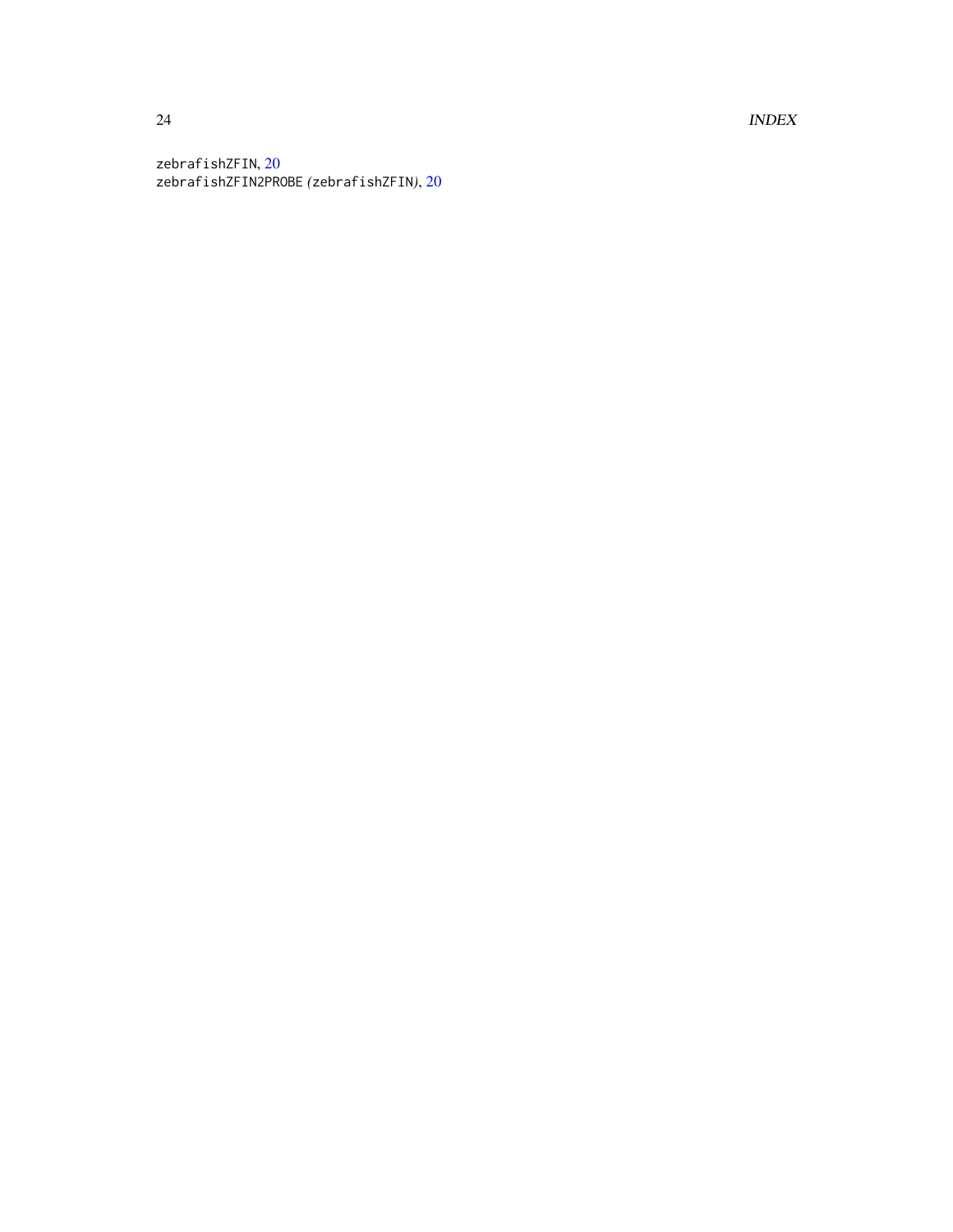zebrafishZFIN, 20
zebrafishZFIN2PROBE (zebrafishZFIN), 20